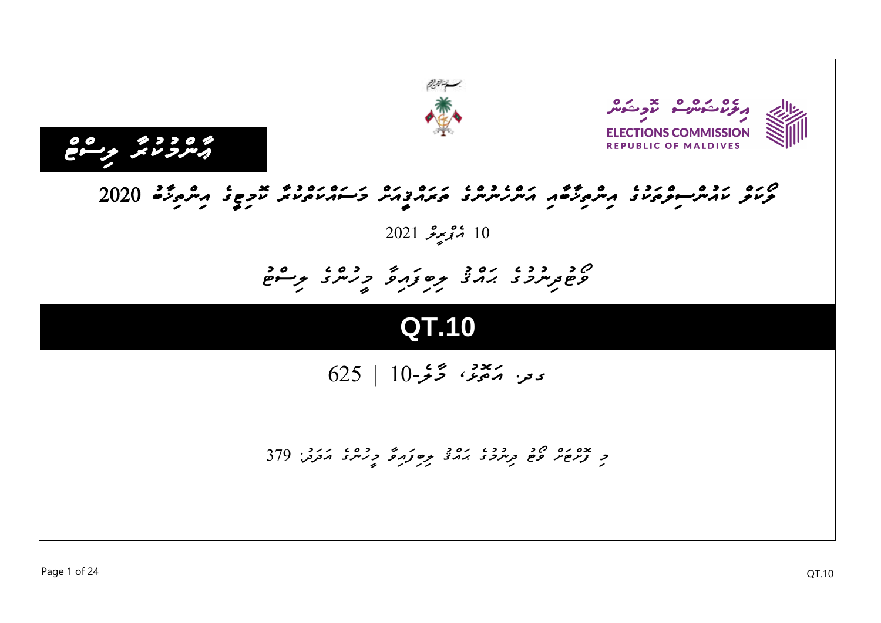ބިސްމިﷲ

އިލެކްޝަންސް ކޮމިޝަން

ELECTIONS COMMISSION
REPUBLIC OF MALDIVES

# އަންނުވާނަ ލިސްޓު

ލޯކަލް ކައުންސިލްތަކުގެ އިންތިޚާބާއި އަންހެނުންގެ ތަރައްޤީއަށް މަސައްކަތްކުރާ ކޮމިޓީގެ އިންތިޚާބު 2020

10 އޭޕްރީލް 2021

ވޯޓުދިނުމުގެ ޙައްޤު ލިބިފައިވާ މީހުންގެ ލިސްޓު

# QT.10

ގދ. އަތޮޅު، މާލޭ-10 | 625

މި ފޯރމުގައި ވޯޓު ދިނުމުގެ ޙައްޤު ލިބިފައިވާ މީހުންގެ އަދަދު: 379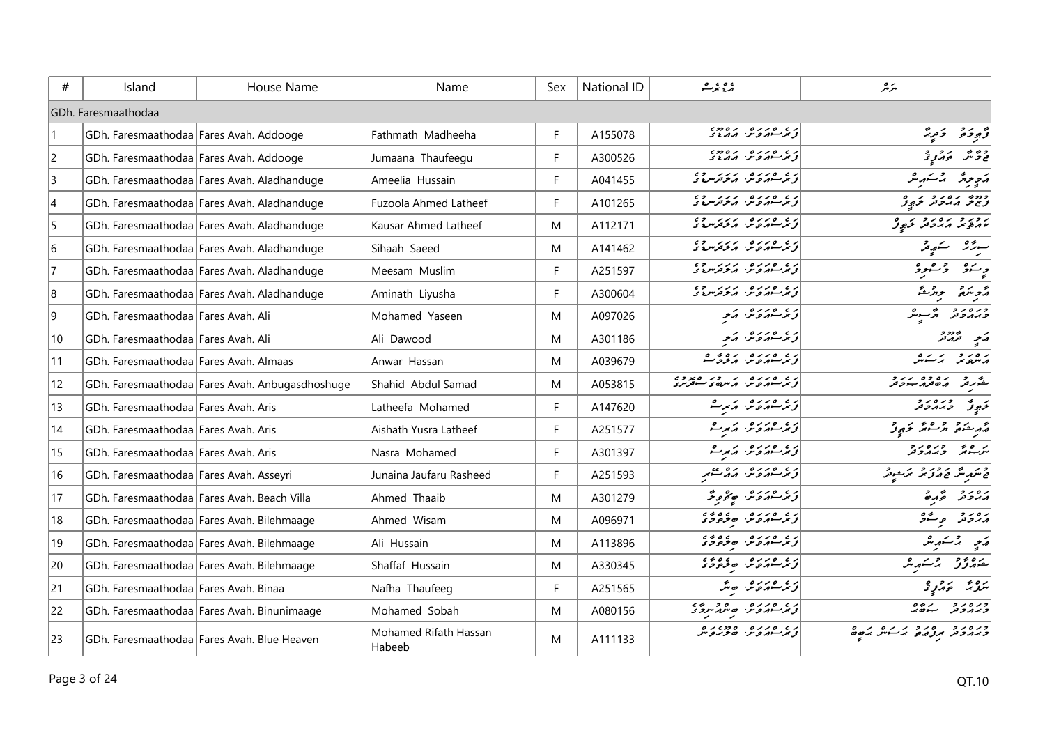| # | Island | House Name | Name | Sex | National ID | ގެއުގެ ނަން | ނަން |
|---|---|---|---|---|---|---|---|
| GDh. Faresmaathodaa | | | | | | | |
| 1 | GDh. Faresmaathodaa | Fares Avah. Addooge | Fathmath Madheeha | F | A155078 | ފަރެސްމަތޮޑާ. އައްޑޫގެ | ފާތިމަތު މަދީހާ |
| 2 | GDh. Faresmaathodaa | Fares Avah. Addooge | Jumaana Thaufeegu | F | A300526 | ފަރެސްމަތޮޑާ. އައްޑޫގެ | ޖުމާނާ ތައުފީގު |
| 3 | GDh. Faresmaathodaa | Fares Avah. Aladhanduge | Ameelia Hussain | F | A041455 | ފަރެސްމަތޮޑާ. އަލަދަންދުގެ | އަމީލިއާ ހުސައިން |
| 4 | GDh. Faresmaathodaa | Fares Avah. Aladhanduge | Fuzoola Ahmed Latheef | F | A101265 | ފަރެސްމަތޮޑާ. އަލަދަންދުގެ | ފުޒޫލާ އަހްމަދު ލަތީފް |
| 5 | GDh. Faresmaathodaa | Fares Avah. Aladhanduge | Kausar Ahmed Latheef | M | A112171 | ފަރެސްމަތޮޑާ. އަލަދަންދުގެ | ކައުސަރު އަހްމަދު ލަތީފް |
| 6 | GDh. Faresmaathodaa | Fares Avah. Aladhanduge | Sihaah Saeed | M | A141462 | ފަރެސްމަތޮޑާ. އަލަދަންދުގެ | ސިހާހް ސަޢީދު |
| 7 | GDh. Faresmaathodaa | Fares Avah. Aladhanduge | Meesam Muslim | F | A251597 | ފަރެސްމަތޮޑާ. އަލަދަންދުގެ | މީސަމް މުސްލިމް |
| 8 | GDh. Faresmaathodaa | Fares Avah. Aladhanduge | Aminath Liyusha | F | A300604 | ފަރެސްމަތޮޑާ. އަލަދަންދުގެ | އާމިނަތު ލިޔުޝާ |
| 9 | GDh. Faresmaathodaa | Fares Avah. Ali | Mohamed Yaseen | M | A097026 | ފަރެސްމަތޮޑާ. އަލި | މުހައްމަދު ޔާސީން |
| 10 | GDh. Faresmaathodaa | Fares Avah. Ali | Ali Dawood | M | A301186 | ފަރެސްމަތޮޑާ. އަލި | އަލި ދާއޫދު |
| 11 | GDh. Faresmaathodaa | Fares Avah. Almaas | Anwar Hassan | M | A039679 | ފަރެސްމަތޮޑާ. އަލްމާސް | އަންވަރު ހަސަން |
| 12 | GDh. Faresmaathodaa | Fares Avah. Anbugasdhoshuge | Shahid Abdul Samad | M | A053815 | ފަރެސްމަތޮޑާ. އަނބުގަސްދޮށުގެ | ޝާހިދު އަބްދުލްސަމަދު |
| 13 | GDh. Faresmaathodaa | Fares Avah. Aris | Latheefa Mohamed | F | A147620 | ފަރެސްމަތޮޑާ. އަރިސް | ލަތީފާ މުހައްމަދު |
| 14 | GDh. Faresmaathodaa | Fares Avah. Aris | Aishath Yusra Latheef | F | A251577 | ފަރެސްމަތޮޑާ. އަރިސް | އާއިޝަތު ޔުސްރާ ލަތީފް |
| 15 | GDh. Faresmaathodaa | Fares Avah. Aris | Nasra Mohamed | F | A301397 | ފަރެސްމަތޮޑާ. އަރިސް | ނަސްރާ މުހައްމަދު |
| 16 | GDh. Faresmaathodaa | Fares Avah. Asseyri | Junaina Jaufaru Rasheed | F | A251593 | ފަރެސްމަތޮޑާ. އައްސޭރި | ޖުނައިނާ ޖައުފަރު ރަޝީދު |
| 17 | GDh. Faresmaathodaa | Fares Avah. Beach Villa | Ahmed Thaaib | M | A301279 | ފަރެސްމަތޮޑާ. ބީޗްވިލާ | އަހްމަދު ތާއިބު |
| 18 | GDh. Faresmaathodaa | Fares Avah. Bilehmaage | Ahmed Wisam | M | A096971 | ފަރެސްމަތޮޑާ. ބިލެހްމާގެ | އަހްމަދު ވިސާމް |
| 19 | GDh. Faresmaathodaa | Fares Avah. Bilehmaage | Ali Hussain | M | A113896 | ފަރެސްމަތޮޑާ. ބިލެހްމާގެ | އަލި ހުސައިން |
| 20 | GDh. Faresmaathodaa | Fares Avah. Bilehmaage | Shaffaf Hussain | M | A330345 | ފަރެސްމަތޮޑާ. ބިލެހްމާގެ | ޝައްފާފު ހުސައިން |
| 21 | GDh. Faresmaathodaa | Fares Avah. Binaa | Nafha Thaufeeg | F | A251565 | ފަރެސްމަތޮޑާ. ބިނާ | ނަފްހާ ތައުފީގު |
| 22 | GDh. Faresmaathodaa | Fares Avah. Binunimaage | Mohamed Sobah | M | A080156 | ފަރެސްމަތޮޑާ. ބިނުނިމާގެ | މުހައްމަދު ސަބާހް |
| 23 | GDh. Faresmaathodaa | Fares Avah. Blue Heaven | Mohamed Rifath Hassan Habeeb | M | A111133 | ފަރެސްމަތޮޑާ. ބްލޫހެވަން | މުހައްމަދު ރިފްއަތު ހަސަން ހަބީބް |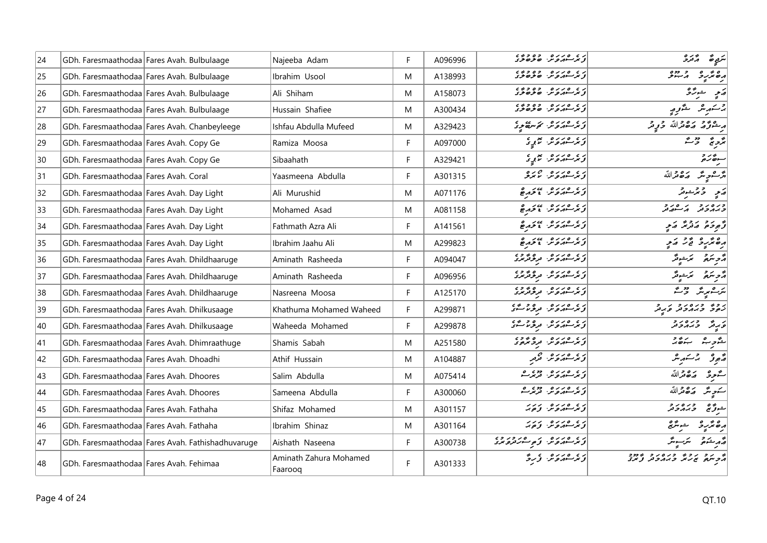| 24 | GDh. Faresmaathodaa | Fares Avah. Bulbulaage | Najeeba Adam | F | A096996 | ފަރެސްމާތޮޑާ. ބުލްބުލާގެ | ނަޖީބާ އާދަމް |
|---|---|---|---|---|---|---|---|
| 25 | GDh. Faresmaathodaa | Fares Avah. Bulbulaage | Ibrahim Usool | M | A138993 | ފަރެސްމާތޮޑާ. ބުލްބުލާގެ | އިބްރާހީމް އުސޫލް |
| 26 | GDh. Faresmaathodaa | Fares Avah. Bulbulaage | Ali Shiham | M | A158073 | ފަރެސްމާތޮޑާ. ބުލްބުލާގެ | އަލީ ޝިހާމް |
| 27 | GDh. Faresmaathodaa | Fares Avah. Bulbulaage | Hussain Shafiee | M | A300434 | ފަރެސްމާތޮޑާ. ބުލްބުލާގެ | ހުސައިން ޝާފިޢީ |
| 28 | GDh. Faresmaathodaa | Fares Avah. Chanbeyleege | Ishfau Abdulla Mufeed | M | A329423 | ފަރެސްމާތޮޑާ. ޗަންބޭލީގެ | އިޝްފާއު އަބްދުﷲ މުފީދު |
| 29 | GDh. Faresmaathodaa | Fares Avah. Copy Ge | Ramiza Moosa | F | A097000 | ފަރެސްމާތޮޑާ. ކޮޕީގެ | ރާމިޒާ މޫސާ |
| 30 | GDh. Faresmaathodaa | Fares Avah. Copy Ge | Sibaahath | F | A329421 | ފަރެސްމާތޮޑާ. ކޮޕީގެ | ސިބާހަތު |
| 31 | GDh. Faresmaathodaa | Fares Avah. Coral | Yaasmeena Abdulla | F | A301315 | ފަރެސްމާތޮޑާ. ކޯރަލް | ޔާސްމީނާ އަބްދުﷲ |
| 32 | GDh. Faresmaathodaa | Fares Avah. Day Light | Ali Murushid | M | A071176 | ފަރެސްމާތޮޑާ. ޑޭލައިޓް | އަލީ މުރުޝިދު |
| 33 | GDh. Faresmaathodaa | Fares Avah. Day Light | Mohamed Asad | M | A081158 | ފަރެސްމާތޮޑާ. ޑޭލައިޓް | މުހައްމަދު އަސްޢަދު |
| 34 | GDh. Faresmaathodaa | Fares Avah. Day Light | Fathmath Azra Ali | F | A141561 | ފަރެސްމާތޮޑާ. ޑޭލައިޓް | ފާތިމަތު އަޒްރާ އަލީ |
| 35 | GDh. Faresmaathodaa | Fares Avah. Day Light | Ibrahim Jaahu Ali | M | A299823 | ފަރެސްމާތޮޑާ. ޑޭލައިޓް | އިބްރާހީމް ޖާހު އަލީ |
| 36 | GDh. Faresmaathodaa | Fares Avah. Dhildhaaruge | Aminath Rasheeda | F | A094047 | ފަރެސްމާތޮޑާ. ދިލްދާރުގެ | އާމިނަތު ރަޝީދާ |
| 37 | GDh. Faresmaathodaa | Fares Avah. Dhildhaaruge | Aminath Rasheeda | F | A096956 | ފަރެސްމާތޮޑާ. ދިލްދާރުގެ | އާމިނަތު ރަޝީދާ |
| 38 | GDh. Faresmaathodaa | Fares Avah. Dhildhaaruge | Nasreena Moosa | F | A125170 | ފަރެސްމާތޮޑާ. ދިލްދާރުގެ | ނަސްރީނާ މޫސާ |
| 39 | GDh. Faresmaathodaa | Fares Avah. Dhilkusaage | Khathuma Mohamed Waheed | F | A299871 | ފަރެސްމާތޮޑާ. ދިލްކުސާގެ | ހަތުމާ މުހައްމަދު ވަހީދު |
| 40 | GDh. Faresmaathodaa | Fares Avah. Dhilkusaage | Waheeda Mohamed | F | A299878 | ފަރެސްމާތޮޑާ. ދިލްކުސާގެ | ވަހީދާ މުހައްމަދު |
| 41 | GDh. Faresmaathodaa | Fares Avah. Dhimraathuge | Shamis Sabah | M | A251580 | ފަރެސްމާތޮޑާ. ދިމްރާތުގެ | ޝާމިސް ސަބާހު |
| 42 | GDh. Faresmaathodaa | Fares Avah. Dhoadhi | Athif Hussain | M | A104887 | ފަރެސްމާތޮޑާ. ދޯދި | އާތިފު ހުސައިން |
| 43 | GDh. Faresmaathodaa | Fares Avah. Dhoores | Salim Abdulla | M | A075414 | ފަރެސްމާތޮޑާ. ދޫރެސް | ސާލިމް އަބްދުﷲ |
| 44 | GDh. Faresmaathodaa | Fares Avah. Dhoores | Sameena Abdulla | F | A300060 | ފަރެސްމާތޮޑާ. ދޫރެސް | ސަމީނާ އަބްދުﷲ |
| 45 | GDh. Faresmaathodaa | Fares Avah. Fathaha | Shifaz Mohamed | M | A301157 | ފަރެސްމާތޮޑާ. ފަތަހަ | ޝިފާޒް މުހައްމަދު |
| 46 | GDh. Faresmaathodaa | Fares Avah. Fathaha | Ibrahim Shinaz | M | A301164 | ފަރެސްމާތޮޑާ. ފަތަހަ | އިބްރާހީމް ޝިނާޒް |
| 47 | GDh. Faresmaathodaa | Fares Avah. Fathishadhuvaruge | Aishath Naseena | F | A300738 | ފަރެސްމާތޮޑާ. ފަތިޝަދުވަރުގެ | އާއިޝަތު ނަސީނާ |
| 48 | GDh. Faresmaathodaa | Fares Avah. Fehimaa | Aminath Zahura Mohamed Faarooq | F | A301333 | ފަރެސްމާތޮޑާ. ފެހިމާ | އާމިނަތު ޒަހުރާ މުހައްމަދު ފާރޫގު |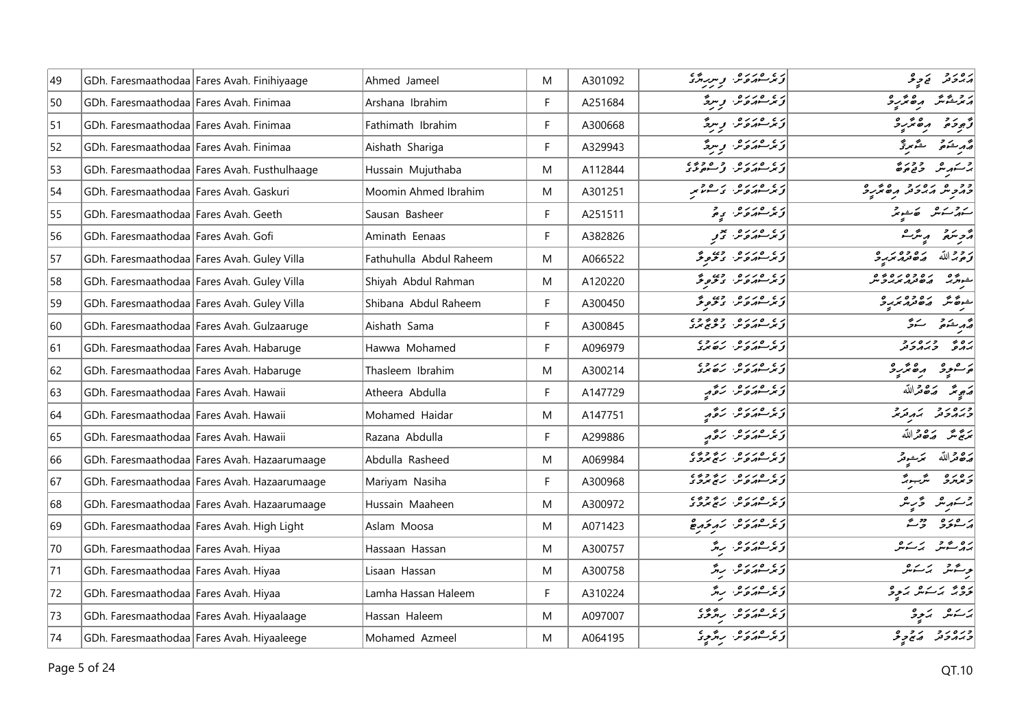| 49 | GDh. Faresmaathodaa | Fares Avah. Finihiyaage | Ahmed Jameel | M | A301092 | ފަރެސްމާތޮޑާ، ފިނިހިޔާގެ | އަހުމަދު ޖަމީލު |
|---|---|---|---|---|---|---|---|
| 50 | GDh. Faresmaathodaa | Fares Avah. Finimaa | Arshana Ibrahim | F | A251684 | ފަރެސްމާތޮޑާ، ފިނިމާ | އަރުޝަނާ އިބްރާހިމް |
| 51 | GDh. Faresmaathodaa | Fares Avah. Finimaa | Fathimath Ibrahim | F | A300668 | ފަރެސްމާތޮޑާ، ފިނިމާ | ފާތިމަތު އިބްރާހިމް |
| 52 | GDh. Faresmaathodaa | Fares Avah. Finimaa | Aishath Shariga | F | A329943 | ފަރެސްމާތޮޑާ، ފިނިމާ | އާއިޝަތު ޝާރިގާ |
| 53 | GDh. Faresmaathodaa | Fares Avah. Fusthulhaage | Hussain Mujuthaba | M | A112844 | ފަރެސްމާތޮޑާ، ފުސްތުޅާގެ | ހުސައިން މުޖުތަބާ |
| 54 | GDh. Faresmaathodaa | Fares Avah. Gaskuri | Moomin Ahmed Ibrahim | M | A301251 | ފަރެސްމާތޮޑާ، ގަސްކުރި | މޫމިން އަހުމަދު އިބްރާހިމް |
| 55 | GDh. Faresmaathodaa | Fares Avah. Geeth | Sausan Basheer | F | A251511 | ފަރެސްމާތޮޑާ، ގީތު | ސައުސަން ބަޝީރު |
| 56 | GDh. Faresmaathodaa | Fares Avah. Gofi | Aminath Eenaas | F | A382826 | ފަރެސްމާތޮޑާ، ގޯފި | އާމިނަތު އީނާސް |
| 57 | GDh. Faresmaathodaa | Fares Avah. Guley Villa | Fathuhulla Abdul Raheem | M | A066522 | ފަރެސްމާތޮޑާ، ގުލޭވިލާ | ފަތުހުﷲ އަބްދުއްރަޙީމް |
| 58 | GDh. Faresmaathodaa | Fares Avah. Guley Villa | Shiyah Abdul Rahman | M | A120220 | ފަރެސްމާތޮޑާ، ގުލޭވިލާ | ޝިޔާހް އަބްދުއްރަޙްމާން |
| 59 | GDh. Faresmaathodaa | Fares Avah. Guley Villa | Shibana Abdul Raheem | F | A300450 | ފަރެސްމާތޮޑާ، ގުލޭވިލާ | ޝިބާނާ އަބްދުއްރަޙީމް |
| 60 | GDh. Faresmaathodaa | Fares Avah. Gulzaaruge | Aishath Sama | F | A300845 | ފަރެސްމާތޮޑާ، ގުލްޒާރުގެ | އާއިޝަތު ސަމާ |
| 61 | GDh. Faresmaathodaa | Fares Avah. Habaruge | Hawwa Mohamed | F | A096979 | ފަރެސްމާތޮޑާ، ހަބަރުގެ | ހައްވާ މުޙައްމަދު |
| 62 | GDh. Faresmaathodaa | Fares Avah. Habaruge | Thasleem Ibrahim | M | A300214 | ފަރެސްމާތޮޑާ، ހަބަރުގެ | ތަސްލީމް އިބްރާހިމް |
| 63 | GDh. Faresmaathodaa | Fares Avah. Hawaii | Atheera Abdulla | F | A147729 | ފަރެސްމާތޮޑާ، ހަވާއީ | އަތީރާ އަބްދުﷲ |
| 64 | GDh. Faresmaathodaa | Fares Avah. Hawaii | Mohamed Haidar | M | A147751 | ފަރެސްމާތޮޑާ، ހަވާއީ | މުޙައްމަދު ހައިދަރު |
| 65 | GDh. Faresmaathodaa | Fares Avah. Hawaii | Razana Abdulla | F | A299886 | ފަރެސްމާތޮޑާ، ހަވާއީ | ރަޒާނާ އަބްދުﷲ |
| 66 | GDh. Faresmaathodaa | Fares Avah. Hazaarumaage | Abdulla Rasheed | M | A069984 | ފަރެސްމާތޮޑާ، ހަޒާރުމާގެ | އަބްދުﷲ ރަޝީދު |
| 67 | GDh. Faresmaathodaa | Fares Avah. Hazaarumaage | Mariyam Nasiha | F | A300968 | ފަރެސްމާތޮޑާ، ހަޒާރުމާގެ | މަރިޔަމް ނާޞިހާ |
| 68 | GDh. Faresmaathodaa | Fares Avah. Hazaarumaage | Hussain Maaheen | M | A300972 | ފަރެސްމާތޮޑާ، ހަޒާރުމާގެ | ހުސައިން މާހީން |
| 69 | GDh. Faresmaathodaa | Fares Avah. High Light | Aslam Moosa | M | A071423 | ފަރެސްމާތޮޑާ، ހައިލައިޓް | އަސްލަމް މޫސާ |
| 70 | GDh. Faresmaathodaa | Fares Avah. Hiyaa | Hassaan Hassan | M | A300757 | ފަރެސްމާތޮޑާ، ހިޔާ | ހައްސާން ހަސަން |
| 71 | GDh. Faresmaathodaa | Fares Avah. Hiyaa | Lisaan Hassan | M | A300758 | ފަރެސްމާތޮޑާ، ހިޔާ | ލިސާން ހަސަން |
| 72 | GDh. Faresmaathodaa | Fares Avah. Hiyaa | Lamha Hassan Haleem | F | A310224 | ފަރެސްމާތޮޑާ، ހިޔާ | ލަމްހާ ހަސަން ހަލީމް |
| 73 | GDh. Faresmaathodaa | Fares Avah. Hiyaalaage | Hassan Haleem | M | A097007 | ފަރެސްމާތޮޑާ، ހިޔާލާގެ | ހަސަން ހަލީމް |
| 74 | GDh. Faresmaathodaa | Fares Avah. Hiyaaleege | Mohamed Azmeel | M | A064195 | ފަރެސްމާތޮޑާ، ހިޔާލީގެ | މުޙައްމަދު އަޒްމީލް |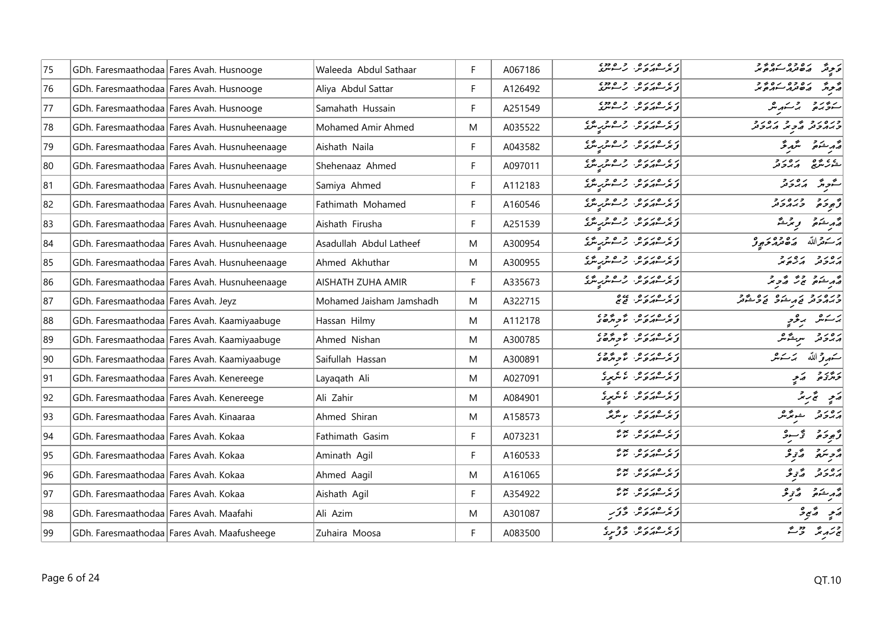| 75 | GDh. Faresmaathodaa | Fares Avah. Husnooge | Waleeda Abdul Sathaar | F | A067186 | ފަރެސްމާތޮޑާ. ހުސްނޫގެ | ވަލީދާ އަބްދުލް ސައްތާރު |
|---|---|---|---|---|---|---|---|
| 76 | GDh. Faresmaathodaa | Fares Avah. Husnooge | Aliya Abdul Sattar | F | A126492 | ފަރެސްމާތޮޑާ. ހުސްނޫގެ | އާލިޔާ އަބްދުލް ސައްތާރު |
| 77 | GDh. Faresmaathodaa | Fares Avah. Husnooge | Samahath Hussain | F | A251549 | ފަރެސްމާތޮޑާ. ހުސްނޫގެ | ސަމާހަތު ހުސައިން |
| 78 | GDh. Faresmaathodaa | Fares Avah. Husnuheenaage | Mohamed Amir Ahmed | M | A035522 | ފަރެސްމާތޮޑާ. ހުސްނުހީނާގެ | މުހައްމަދު އާމިރު އަހްމަދު |
| 79 | GDh. Faresmaathodaa | Fares Avah. Husnuheenaage | Aishath Naila | F | A043582 | ފަރެސްމާތޮޑާ. ހުސްނުހީނާގެ | އާއިޝަތު ނާއިލާ |
| 80 | GDh. Faresmaathodaa | Fares Avah. Husnuheenaage | Shehenaaz Ahmed | F | A097011 | ފަރެސްމާތޮޑާ. ހުސްނުހީނާގެ | ޝެހެނާޒް އަހްމަދު |
| 81 | GDh. Faresmaathodaa | Fares Avah. Husnuheenaage | Samiya Ahmed | F | A112183 | ފަރެސްމާތޮޑާ. ހުސްނުހީނާގެ | ސާމިޔާ އަހްމަދު |
| 82 | GDh. Faresmaathodaa | Fares Avah. Husnuheenaage | Fathimath Mohamed | F | A160546 | ފަރެސްމާތޮޑާ. ހުސްނުހީނާގެ | ފާތިމަތު މުހައްމަދު |
| 83 | GDh. Faresmaathodaa | Fares Avah. Husnuheenaage | Aishath Firusha | F | A251539 | ފަރެސްމާތޮޑާ. ހުސްނުހީނާގެ | އާއިޝަތު ފިރުޝާ |
| 84 | GDh. Faresmaathodaa | Fares Avah. Husnuheenaage | Asadullah Abdul Latheef | M | A300954 | ފަރެސްމާތޮޑާ. ހުސްނުހީނާގެ | އަސަދުﷲ އަބްދުއްލަތީފު |
| 85 | GDh. Faresmaathodaa | Fares Avah. Husnuheenaage | Ahmed Akhuthar | M | A300955 | ފަރެސްމާތޮޑާ. ހުސްނުހީނާގެ | އަހްމަދު އަޚްތަރު |
| 86 | GDh. Faresmaathodaa | Fares Avah. Husnuheenaage | AISHATH ZUHA AMIR | F | A335673 | ފަރެސްމާތޮޑާ. ހުސްނުހީނާގެ | އާއިޝަތު ޒުހާ އާމިރު |
| 87 | GDh. Faresmaathodaa | Fares Avah. Jeyz | Mohamed Jaisham Jamshadh | M | A322715 | ފަރެސްމާތޮޑާ. ޖޭޒް | މުހައްމަދު ޖައިޝަމް ޖަމްޝާދު |
| 88 | GDh. Faresmaathodaa | Fares Avah. Kaamiyaabuge | Hassan Hilmy | M | A112178 | ފަރެސްމާތޮޑާ. ކާމިޔާބުގެ | ހަސަން ހިލްމީ |
| 89 | GDh. Faresmaathodaa | Fares Avah. Kaamiyaabuge | Ahmed Nishan | M | A300785 | ފަރެސްމާތޮޑާ. ކާމިޔާބުގެ | އަހްމަދު ނިޝާން |
| 90 | GDh. Faresmaathodaa | Fares Avah. Kaamiyaabuge | Saifullah Hassan | M | A300891 | ފަރެސްމާތޮޑާ. ކާމިޔާބުގެ | ސައިފުﷲ ހަސަން |
| 91 | GDh. Faresmaathodaa | Fares Avah. Kenereege | Layaqath Ali | M | A027091 | ފަރެސްމާތޮޑާ. ކެނެރީގެ | ލަޔާޤަތު އަލި |
| 92 | GDh. Faresmaathodaa | Fares Avah. Kenereege | Ali Zahir | M | A084901 | ފަރެސްމާތޮޑާ. ކެނެރީގެ | އަލި ޒާހިރު |
| 93 | GDh. Faresmaathodaa | Fares Avah. Kinaaraa | Ahmed Shiran | M | A158573 | ފަރެސްމާތޮޑާ. ކިނާރާ | އަހްމަދު ޝިރާން |
| 94 | GDh. Faresmaathodaa | Fares Avah. Kokaa | Fathimath Gasim | F | A073231 | ފަރެސްމާތޮޑާ. ކޮކާ | ފާތިމަތު ގާސިމް |
| 95 | GDh. Faresmaathodaa | Fares Avah. Kokaa | Aminath Agil | F | A160533 | ފަރެސްމާތޮޑާ. ކޮކާ | އާމިނަތު އާގިލް |
| 96 | GDh. Faresmaathodaa | Fares Avah. Kokaa | Ahmed Aagil | M | A161065 | ފަރެސްމާތޮޑާ. ކޮކާ | އަހްމަދު އާގިލް |
| 97 | GDh. Faresmaathodaa | Fares Avah. Kokaa | Aishath Agil | F | A354922 | ފަރެސްމާތޮޑާ. ކޮކާ | އާއިޝަތު އާގިލް |
| 98 | GDh. Faresmaathodaa | Fares Avah. Maafahi | Ali Azim | M | A301087 | ފަރެސްމާތޮޑާ. މާފަހި | އަލި އާޒިމް |
| 99 | GDh. Faresmaathodaa | Fares Avah. Maafusheege | Zuhaira Moosa | F | A083500 | ފަރެސްމާތޮޑާ. މާފުށީގެ | ޒުހައިރާ މޫސާ |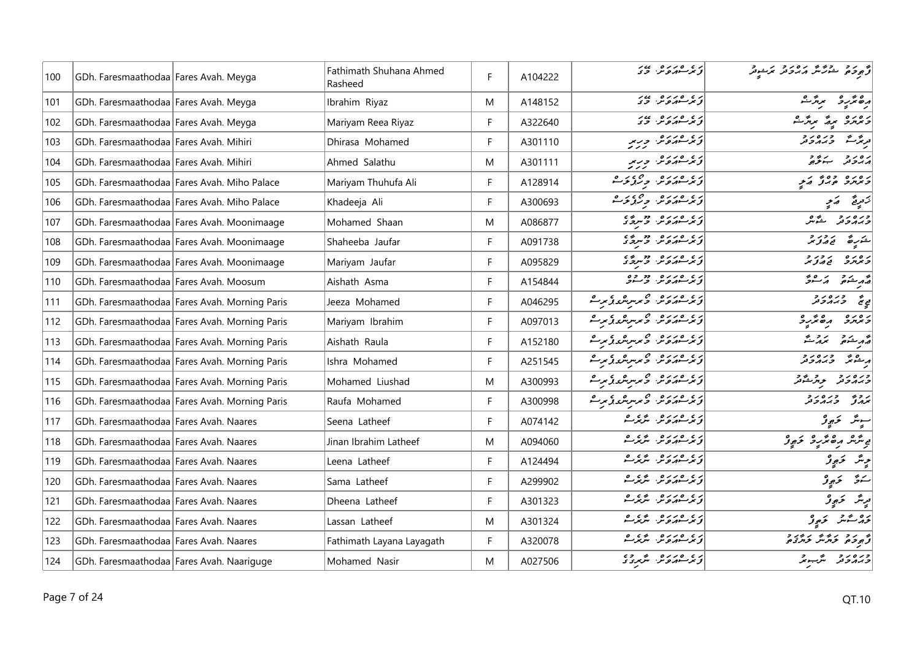| 100 | GDh. Faresmaathodaa | Fares Avah. Meyga | Fathimath Shuhana Ahmed Rasheed | F | A104222 | ފަރެސްމާތޮޑާ. މޭގާ | ފާތިމަތު ޝުހާނާ އަޙްމަދު ރަޝީދު |
|---|---|---|---|---|---|---|---|
| 101 | GDh. Faresmaathodaa | Fares Avah. Meyga | Ibrahim Riyaz | M | A148152 | ފަރެސްމާތޮޑާ. މޭގާ | އިބްރާހީމް ރިޔާޒް |
| 102 | GDh. Faresmaathodaa | Fares Avah. Meyga | Mariyam Reea Riyaz | F | A322640 | ފަރެސްމާތޮޑާ. މޭގާ | މަރިޔަމް ރީއާ ރިޔާޒް |
| 103 | GDh. Faresmaathodaa | Fares Avah. Mihiri | Dhirasa Mohamed | F | A301110 | ފަރެސްމާތޮޑާ. މިހިރި | ދިރާސާ މުޙައްމަދު |
| 104 | GDh. Faresmaathodaa | Fares Avah. Mihiri | Ahmed Salathu | M | A301111 | ފަރެސްމާތޮޑާ. މިހިރި | އަޙްމަދު ސަލާތު |
| 105 | GDh. Faresmaathodaa | Fares Avah. Miho Palace | Mariyam Thuhufa Ali | F | A128914 | ފަރެސްމާތޮޑާ. މިހޯޕެލަސް | މަރިޔަމް ތުހުފާ އަލި |
| 106 | GDh. Faresmaathodaa | Fares Avah. Miho Palace | Khadeeja Ali | F | A300693 | ފަރެސްމާތޮޑާ. މިހޯޕެލަސް | ޚަދީޖާ އަލި |
| 107 | GDh. Faresmaathodaa | Fares Avah. Moonimaage | Mohamed Shaan | M | A086877 | ފަރެސްމާތޮޑާ. މޫނިމާގެ | މުޙައްމަދު ޝާން |
| 108 | GDh. Faresmaathodaa | Fares Avah. Moonimaage | Shaheeba Jaufar | F | A091738 | ފަރެސްމާތޮޑާ. މޫނިމާގެ | ޝަހީބާ ޖައުފަރު |
| 109 | GDh. Faresmaathodaa | Fares Avah. Moonimaage | Mariyam Jaufar | F | A095829 | ފަރެސްމާތޮޑާ. މޫނިމާގެ | މަރިޔަމް ޖައުފަރު |
| 110 | GDh. Faresmaathodaa | Fares Avah. Moosum | Aishath Asma | F | A154844 | ފަރެސްމާތޮޑާ. މޫސުމް | އާއިޝަތު އަސްމާ |
| 111 | GDh. Faresmaathodaa | Fares Avah. Morning Paris | Jeeza Mohamed | F | A046295 | ފަރެސްމާތޮޑާ. މޯނިންގްޕެރިސް | ޖީޒާ މުޙައްމަދު |
| 112 | GDh. Faresmaathodaa | Fares Avah. Morning Paris | Mariyam Ibrahim | F | A097013 | ފަރެސްމާތޮޑާ. މޯނިންގްޕެރިސް | މަރިޔަމް އިބްރާހީމް |
| 113 | GDh. Faresmaathodaa | Fares Avah. Morning Paris | Aishath Raula | F | A152180 | ފަރެސްމާތޮޑާ. މޯނިންގްޕެރިސް | އާއިޝަތު ރައުލާ |
| 114 | GDh. Faresmaathodaa | Fares Avah. Morning Paris | Ishra Mohamed | F | A251545 | ފަރެސްމާތޮޑާ. މޯނިންގްޕެރިސް | އިޝްރާ މުޙައްމަދު |
| 115 | GDh. Faresmaathodaa | Fares Avah. Morning Paris | Mohamed Liushad | M | A300993 | ފަރެސްމާތޮޑާ. މޯނިންގްޕެރިސް | މުޙައްމަދު ލިޢުޝާދު |
| 116 | GDh. Faresmaathodaa | Fares Avah. Morning Paris | Raufa Mohamed | F | A300998 | ފަރެސްމާތޮޑާ. މޯނިންގްޕެރިސް | ރައުފާ މުޙައްމަދު |
| 117 | GDh. Faresmaathodaa | Fares Avah. Naares | Seena Latheef | F | A074142 | ފަރެސްމާތޮޑާ. ނާރެސް | ސީނާ ލަތީފު |
| 118 | GDh. Faresmaathodaa | Fares Avah. Naares | Jinan Ibrahim Latheef | M | A094060 | ފަރެސްމާތޮޑާ. ނާރެސް | ޖިނާން އިބްރާހީމް ލަތީފު |
| 119 | GDh. Faresmaathodaa | Fares Avah. Naares | Leena Latheef | F | A124494 | ފަރެސްމާތޮޑާ. ނާރެސް | ލީނާ ލަތީފު |
| 120 | GDh. Faresmaathodaa | Fares Avah. Naares | Sama Latheef | F | A299902 | ފަރެސްމާތޮޑާ. ނާރެސް | ސަމާ ލަތީފު |
| 121 | GDh. Faresmaathodaa | Fares Avah. Naares | Dheena Latheef | F | A301323 | ފަރެސްމާތޮޑާ. ނާރެސް | ދީނާ ލަތީފު |
| 122 | GDh. Faresmaathodaa | Fares Avah. Naares | Lassan Latheef | M | A301324 | ފަރެސްމާތޮޑާ. ނާރެސް | ލައްސާން ލަތީފު |
| 123 | GDh. Faresmaathodaa | Fares Avah. Naares | Fathimath Layana Layagath | F | A320078 | ފަރެސްމާތޮޑާ. ނާރެސް | ފާތިމަތު ލަޔާނާ ލަޔާގަތު |
| 124 | GDh. Faresmaathodaa | Fares Avah. Naariguge | Mohamed Nasir | M | A027506 | ފަރެސްމާތޮޑާ. ނާރިގުގެ | މުޙައްމަދު ނާސިރު |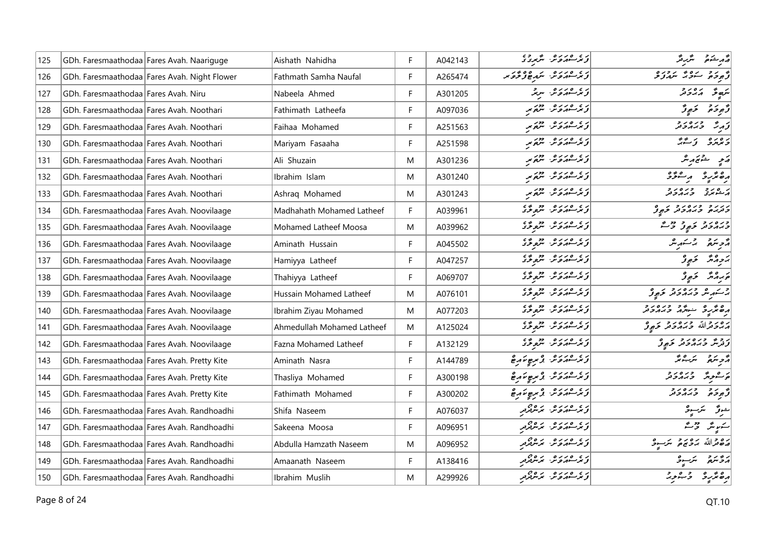| 125 | GDh. Faresmaathodaa | Fares Avah. Naariguge | Aishath Nahidha | F | A042143 | ފަރެސްމާތޮޑާ. ނާރިގުގެ | އައިޝަތު ނާހިދާ |
|---|---|---|---|---|---|---|---|
| 126 | GDh. Faresmaathodaa | Fares Avah. Night Flower | Fathmath Samha Naufal | F | A265474 | ފަރެސްމާތޮޑާ. ނައިޓްފްލަވަރ | ފާތިމަތު ސަމްހާ ނައުފަލް |
| 127 | GDh. Faresmaathodaa | Fares Avah. Niru | Nabeela Ahmed | F | A301205 | ފަރެސްމާތޮޑާ. ނިރު | ނަބީލާ އަހްމަދު |
| 128 | GDh. Faresmaathodaa | Fares Avah. Noothari | Fathimath Latheefa | F | A097036 | ފަރެސްމާތޮޑާ. ނޫތަރި | ފާތިމަތު ލަތީފާ |
| 129 | GDh. Faresmaathodaa | Fares Avah. Noothari | Faihaa Mohamed | F | A251563 | ފަރެސްމާތޮޑާ. ނޫތަރި | ފައިހާ މުހައްމަދު |
| 130 | GDh. Faresmaathodaa | Fares Avah. Noothari | Mariyam Fasaaha | F | A251598 | ފަރެސްމާތޮޑާ. ނޫތަރި | މަރިޔަމް ފަސާހާ |
| 131 | GDh. Faresmaathodaa | Fares Avah. Noothari | Ali Shuzain | M | A301236 | ފަރެސްމާތޮޑާ. ނޫތަރި | އަލި ޝުޒައިން |
| 132 | GDh. Faresmaathodaa | Fares Avah. Noothari | Ibrahim Islam | M | A301240 | ފަރެސްމާތޮޑާ. ނޫތަރި | އިބްރާހިމް އިސްލާމް |
| 133 | GDh. Faresmaathodaa | Fares Avah. Noothari | Ashraq Mohamed | M | A301243 | ފަރެސްމާތޮޑާ. ނޫތަރި | އަޝްރަފް މުހައްމަދު |
| 134 | GDh. Faresmaathodaa | Fares Avah. Noovilaage | Madhahath Mohamed Latheef | F | A039961 | ފަރެސްމާތޮޑާ. ނޫވިލާގެ | މަދަހަތު މުހައްމަދު ލަތީފު |
| 135 | GDh. Faresmaathodaa | Fares Avah. Noovilaage | Mohamed Latheef Moosa | M | A039962 | ފަރެސްމާތޮޑާ. ނޫވިލާގެ | މުހައްމަދު ލަތީފު މޫސާ |
| 136 | GDh. Faresmaathodaa | Fares Avah. Noovilaage | Aminath Hussain | F | A045502 | ފަރެސްމާތޮޑާ. ނޫވިލާގެ | އާމިނަތު ހުސައިން |
| 137 | GDh. Faresmaathodaa | Fares Avah. Noovilaage | Hamiyya Latheef | F | A047257 | ފަރެސްމާތޮޑާ. ނޫވިލާގެ | ހަމިއްޔާ ލަތީފު |
| 138 | GDh. Faresmaathodaa | Fares Avah. Noovilaage | Thahiyya Latheef | F | A069707 | ފަރެސްމާތޮޑާ. ނޫވިލާގެ | ތަހިއްޔާ ލަތީފު |
| 139 | GDh. Faresmaathodaa | Fares Avah. Noovilaage | Hussain Mohamed Latheef | M | A076101 | ފަރެސްމާތޮޑާ. ނޫވިލާގެ | ހުސައިން މުހައްމަދު ލަތީފު |
| 140 | GDh. Faresmaathodaa | Fares Avah. Noovilaage | Ibrahim Ziyau Mohamed | M | A077203 | ފަރެސްމާތޮޑާ. ނޫވިލާގެ | އިބްރާހިމް ޒިޔާއު މުހައްމަދު |
| 141 | GDh. Faresmaathodaa | Fares Avah. Noovilaage | Ahmedullah Mohamed Latheef | M | A125024 | ފަރެސްމާތޮޑާ. ނޫވިލާގެ | އަހްމަދުﷲ މުހައްމަދު ލަތީފު |
| 142 | GDh. Faresmaathodaa | Fares Avah. Noovilaage | Fazna Mohamed Latheef | F | A132129 | ފަރެސްމާތޮޑާ. ނޫވިލާގެ | ފަޒްނާ މުހައްމަދު ލަތީފު |
| 143 | GDh. Faresmaathodaa | Fares Avah. Pretty Kite | Aminath Nasra | F | A144789 | ފަރެސްމާތޮޑާ. ޕްރިޓީކައިޓް | އާމިނަތު ނަސްރާ |
| 144 | GDh. Faresmaathodaa | Fares Avah. Pretty Kite | Thasliya Mohamed | F | A300198 | ފަރެސްމާތޮޑާ. ޕްރިޓީކައިޓް | ތަސްލިޔާ މުހައްމަދު |
| 145 | GDh. Faresmaathodaa | Fares Avah. Pretty Kite | Fathimath Mohamed | F | A300202 | ފަރެސްމާތޮޑާ. ޕްރިޓީކައިޓް | ފާތިމަތު މުހައްމަދު |
| 146 | GDh. Faresmaathodaa | Fares Avah. Randhoadhi | Shifa Naseem | F | A076037 | ފަރެސްމާތޮޑާ. ރަންދޯދި | ޝިފާ ނަސީމް |
| 147 | GDh. Faresmaathodaa | Fares Avah. Randhoadhi | Sakeena Moosa | F | A096951 | ފަރެސްމާތޮޑާ. ރަންދޯދި | ސަކީނާ މޫސާ |
| 148 | GDh. Faresmaathodaa | Fares Avah. Randhoadhi | Abdulla Hamzath Naseem | M | A096952 | ފަރެސްމާތޮޑާ. ރަންދޯދި | އަބްދުﷲ ހަމްޒަތު ނަސީމް |
| 149 | GDh. Faresmaathodaa | Fares Avah. Randhoadhi | Amaanath Naseem | F | A138416 | ފަރެސްމާތޮޑާ. ރަންދޯދި | އަމާނަތު ނަސީމް |
| 150 | GDh. Faresmaathodaa | Fares Avah. Randhoadhi | Ibrahim Muslih | M | A299926 | ފަރެސްމާތޮޑާ. ރަންދޯދި | އިބްރާހިމް މުސްލިހު |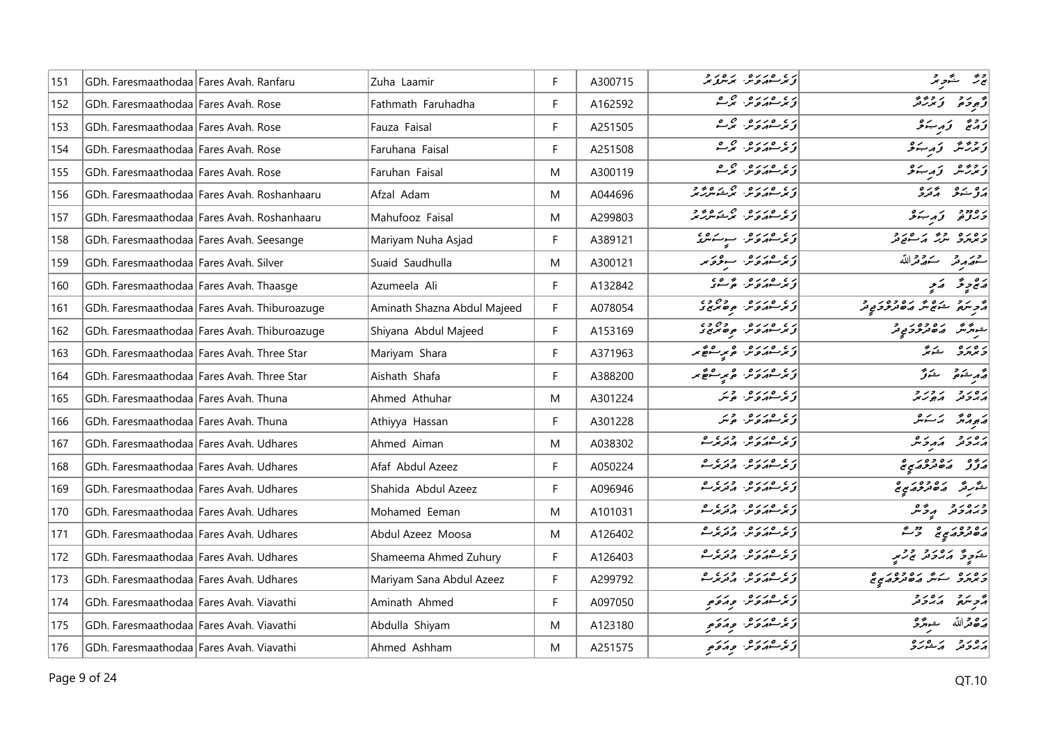| 151 | GDh. Faresmaathodaa | Fares Avah. Ranfaru | Zuha Laamir | F | A300715 | ފަރެސްމާތޮޑާ. ރަންފަރު | ޒުހާ ލާމިރު |
|---|---|---|---|---|---|---|---|
| 152 | GDh. Faresmaathodaa | Fares Avah. Rose | Fathmath Faruhadha | F | A162592 | ފަރެސްމާތޮޑާ. ރޯސް | ފާތިމަތު ފަރުހަދާ |
| 153 | GDh. Faresmaathodaa | Fares Avah. Rose | Fauza Faisal | F | A251505 | ފަރެސްމާތޮޑާ. ރޯސް | ފައުޒާ ފައިސަލް |
| 154 | GDh. Faresmaathodaa | Fares Avah. Rose | Faruhana Faisal | F | A251508 | ފަރެސްމާތޮޑާ. ރޯސް | ފަރުހާނާ ފައިސަލް |
| 155 | GDh. Faresmaathodaa | Fares Avah. Rose | Faruhan Faisal | M | A300119 | ފަރެސްމާތޮޑާ. ރޯސް | ފަރުހާން ފައިސަލް |
| 156 | GDh. Faresmaathodaa | Fares Avah. Roshanhaaru | Afzal Adam | M | A044696 | ފަރެސްމާތޮޑާ. ރޯޝަންހާރު | އަފްޒަލް އާދަމް |
| 157 | GDh. Faresmaathodaa | Fares Avah. Roshanhaaru | Mahufooz Faisal | M | A299803 | ފަރެސްމާތޮޑާ. ރޯޝަންހާރު | މަހުފޫޒު ފައިސަލް |
| 158 | GDh. Faresmaathodaa | Fares Avah. Seesange | Mariyam Nuha Asjad | F | A389121 | ފަރެސްމާތޮޑާ. ސީސަންގެ | މަރިޔަމް ނުހާ އަސްޖަދު |
| 159 | GDh. Faresmaathodaa | Fares Avah. Silver | Suaid Saudhulla | M | A300121 | ފަރެސްމާތޮޑާ. ސިލްވަރ | ސުޢައިދު ސަޢުދުﷲ |
| 160 | GDh. Faresmaathodaa | Fares Avah. Thaasge | Azumeela Ali | F | A132842 | ފަރެސްމާތޮޑާ. ތާސްގެ | އަޒުމީލާ އަލި |
| 161 | GDh. Faresmaathodaa | Fares Avah. Thiburoazuge | Aminath Shazna Abdul Majeed | F | A078054 | ފަރެސްމާތޮޑާ. ތިބުރޯޒުގެ | އާމިނަތު ޝަޒްނާ އަބްދުލްމަޖީދު |
| 162 | GDh. Faresmaathodaa | Fares Avah. Thiburoazuge | Shiyana Abdul Majeed | F | A153169 | ފަރެސްމާތޮޑާ. ތިބުރޯޒުގެ | ޝިޔާނާ އަބްދުލްމަޖީދު |
| 163 | GDh. Faresmaathodaa | Fares Avah. Three Star | Mariyam Shara | F | A371963 | ފަރެސްމާތޮޑާ. ތްރީސްޓާރ | މަރިޔަމް ޝަރާ |
| 164 | GDh. Faresmaathodaa | Fares Avah. Three Star | Aishath Shafa | F | A388200 | ފަރެސްމާތޮޑާ. ތްރީސްޓާރ | އާއިޝަތު ޝަފާ |
| 165 | GDh. Faresmaathodaa | Fares Avah. Thuna | Ahmed Athuhar | M | A301224 | ފަރެސްމާތޮޑާ. ތުނަ | އަހުމަދު އަތުހަރު |
| 166 | GDh. Faresmaathodaa | Fares Avah. Thuna | Athiyya Hassan | F | A301228 | ފަރެސްމާތޮޑާ. ތުނަ | އަތިއްޔާ ހަސަން |
| 167 | GDh. Faresmaathodaa | Fares Avah. Udhares | Ahmed Aiman | M | A038302 | ފަރެސްމާތޮޑާ. އުދަރެސް | އަހުމަދު އައިމަން |
| 168 | GDh. Faresmaathodaa | Fares Avah. Udhares | Afaf Abdul Azeez | F | A050224 | ފަރެސްމާތޮޑާ. އުދަރެސް | އަފާފް އަބްދުލްޢަޒީޒު |
| 169 | GDh. Faresmaathodaa | Fares Avah. Udhares | Shahida Abdul Azeez | F | A096946 | ފަރެސްމާތޮޑާ. އުދަރެސް | ޝާހިދާ އަބްދުލްޢަޒީޒު |
| 170 | GDh. Faresmaathodaa | Fares Avah. Udhares | Mohamed Eeman | M | A101031 | ފަރެސްމާތޮޑާ. އުދަރެސް | މުހައްމަދު އީމާން |
| 171 | GDh. Faresmaathodaa | Fares Avah. Udhares | Abdul Azeez Moosa | M | A126402 | ފަރެސްމާތޮޑާ. އުދަރެސް | އަބްދުލްޢަޒީޒު މޫސާ |
| 172 | GDh. Faresmaathodaa | Fares Avah. Udhares | Shameema Ahmed Zuhury | F | A126403 | ފަރެސްމާތޮޑާ. އުދަރެސް | ޝަމީމާ އަހުމަދު ޒުހުރީ |
| 173 | GDh. Faresmaathodaa | Fares Avah. Udhares | Mariyam Sana Abdul Azeez | F | A299792 | ފަރެސްމާތޮޑާ. އުދަރެސް | މަރިޔަމް ސަނާ އަބްދުލްޢަޒީޒު |
| 174 | GDh. Faresmaathodaa | Fares Avah. Viavathi | Aminath Ahmed | F | A097050 | ފަރެސްމާތޮޑާ. ވިއަވަތި | އާމިނަތު އަހުމަދު |
| 175 | GDh. Faresmaathodaa | Fares Avah. Viavathi | Abdulla Shiyam | M | A123180 | ފަރެސްމާތޮޑާ. ވިއަވަތި | އަބްދުﷲ ޝިޔާމް |
| 176 | GDh. Faresmaathodaa | Fares Avah. Viavathi | Ahmed Ashham | M | A251575 | ފަރެސްމާތޮޑާ. ވިއަވަތި | އަހުމަދު އަޝްހަމް |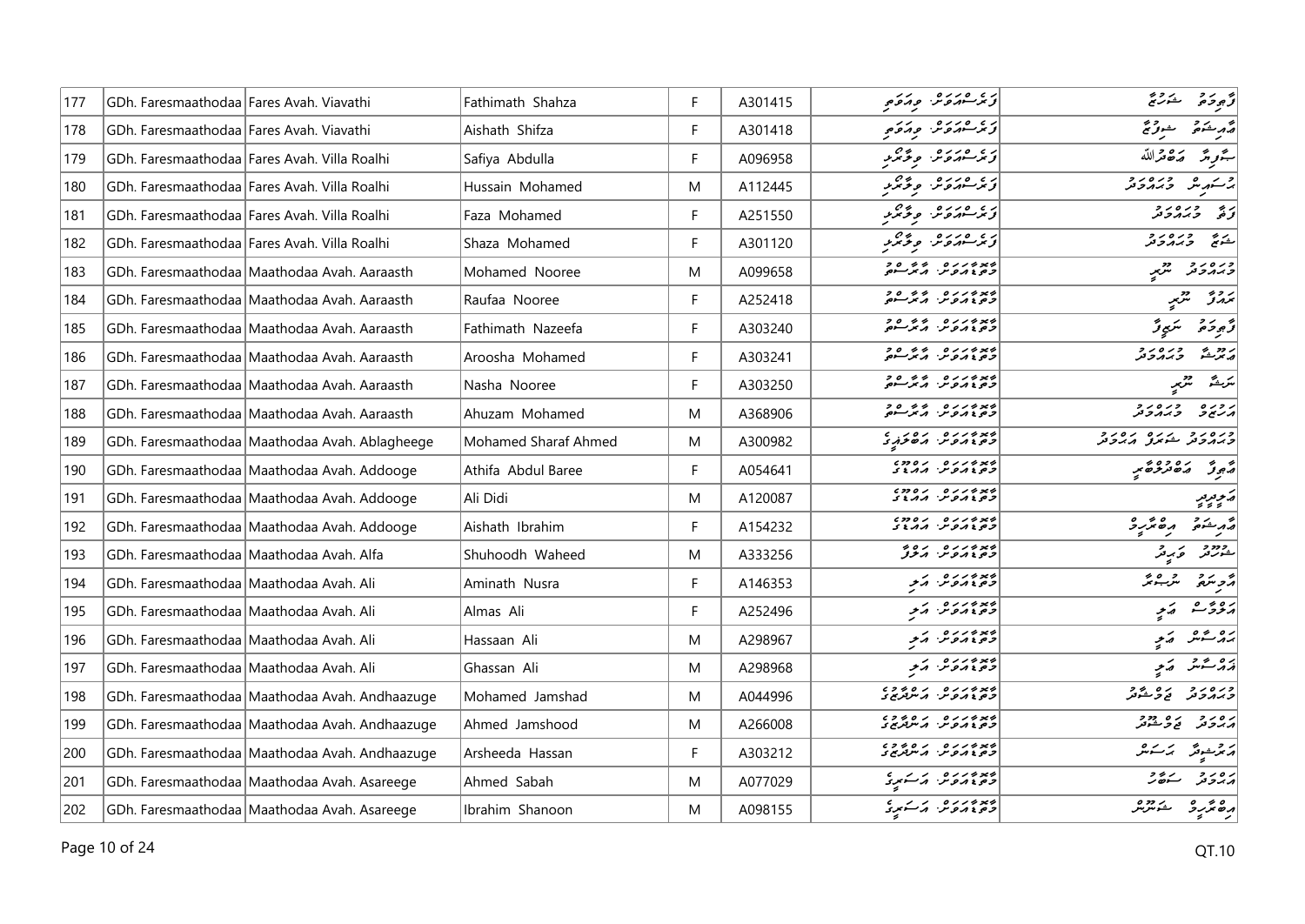| 177 | GDh. Faresmaathodaa | Fares Avah. Viavathi | Fathimath Shahza | F | A301415 | ފަރެސްމާތޮޑާ، ވިއަވަތި | ފާތިމަތު ޝަހްޒާ |
|---|---|---|---|---|---|---|---|
| 178 | GDh. Faresmaathodaa | Fares Avah. Viavathi | Aishath Shifza | F | A301418 | ފަރެސްމާތޮޑާ، ވިއަވަތި | އާއިޝަތު ޝިފްޒާ |
| 179 | GDh. Faresmaathodaa | Fares Avah. Villa Roalhi | Safiya Abdulla | F | A096958 | ފަރެސްމާތޮޑާ، ވިލާރޯޅި | ސާފިޔާ އަބްދުﷲ |
| 180 | GDh. Faresmaathodaa | Fares Avah. Villa Roalhi | Hussain Mohamed | M | A112445 | ފަރެސްމާތޮޑާ، ވިލާރޯޅި | ހުސައިން މުހައްމަދު |
| 181 | GDh. Faresmaathodaa | Fares Avah. Villa Roalhi | Faza Mohamed | F | A251550 | ފަރެސްމާތޮޑާ، ވިލާރޯޅި | ފަޒާ މުހައްމަދު |
| 182 | GDh. Faresmaathodaa | Fares Avah. Villa Roalhi | Shaza Mohamed | F | A301120 | ފަރެސްމާތޮޑާ، ވިލާރޯޅި | ޝަޒާ މުހައްމަދު |
| 183 | GDh. Faresmaathodaa | Maathodaa Avah. Aaraasth | Mohamed Nooree | M | A099658 | މާތޮޑާއަވަށް، އާރާސްތު | މުހައްމަދު ނޫރީ |
| 184 | GDh. Faresmaathodaa | Maathodaa Avah. Aaraasth | Raufaa Nooree | F | A252418 | މާތޮޑާއަވަށް، އާރާސްތު | ރައުފާ ނޫރީ |
| 185 | GDh. Faresmaathodaa | Maathodaa Avah. Aaraasth | Fathimath Nazeefa | F | A303240 | މާތޮޑާއަވަށް، އާރާސްތު | ފާތިމަތު ނަޒީފާ |
| 186 | GDh. Faresmaathodaa | Maathodaa Avah. Aaraasth | Aroosha Mohamed | F | A303241 | މާތޮޑާއަވަށް، އާރާސްތު | އަރޫޝާ މުހައްމަދު |
| 187 | GDh. Faresmaathodaa | Maathodaa Avah. Aaraasth | Nasha Nooree | F | A303250 | މާތޮޑާއަވަށް، އާރާސްތު | ނަޝާ ނޫރީ |
| 188 | GDh. Faresmaathodaa | Maathodaa Avah. Aaraasth | Ahuzam Mohamed | M | A368906 | މާތޮޑާއަވަށް، އާރާސްތު | އަހުޒަމް މުހައްމަދު |
| 189 | GDh. Faresmaathodaa | Maathodaa Avah. Ablagheege | Mohamed Sharaf Ahmed | M | A300982 | މާތޮޑާއަވަށް، އަބްލަޣީގެ | މުހައްމަދު ޝަރަފް އަހްމަދު |
| 190 | GDh. Faresmaathodaa | Maathodaa Avah. Addooge | Athifa Abdul Baree | F | A054641 | މާތޮޑާއަވަށް، އައްޑޫގެ | އާތިފާ އަބްދުލްބާރީ |
| 191 | GDh. Faresmaathodaa | Maathodaa Avah. Addooge | Ali Didi | M | A120087 | މާތޮޑާއަވަށް، އައްޑޫގެ | އަލިދީދީ |
| 192 | GDh. Faresmaathodaa | Maathodaa Avah. Addooge | Aishath Ibrahim | F | A154232 | މާތޮޑާއަވަށް، އައްޑޫގެ | އާއިޝަތު އިބްރާހިމް |
| 193 | GDh. Faresmaathodaa | Maathodaa Avah. Alfa | Shuhoodh Waheed | M | A333256 | މާތޮޑާއަވަށް، އަލްފާ | ޝުހޫދު ވަހީދު |
| 194 | GDh. Faresmaathodaa | Maathodaa Avah. Ali | Aminath Nusra | F | A146353 | މާތޮޑާއަވަށް، އަލި | އާމިނަތު ނުސްރާ |
| 195 | GDh. Faresmaathodaa | Maathodaa Avah. Ali | Almas Ali | F | A252496 | މާތޮޑާއަވަށް، އަލި | އަލްމާސް އަލި |
| 196 | GDh. Faresmaathodaa | Maathodaa Avah. Ali | Hassaan Ali | M | A298967 | މާތޮޑާއަވަށް، އަލި | ހައްސާން އަލި |
| 197 | GDh. Faresmaathodaa | Maathodaa Avah. Ali | Ghassan Ali | M | A298968 | މާތޮޑާއަވަށް، އަލި | ޣައްސާން އަލި |
| 198 | GDh. Faresmaathodaa | Maathodaa Avah. Andhaazuge | Mohamed Jamshad | M | A044996 | މާތޮޑާއަވަށް، އަންދާޒުގެ | މުހައްމަދު ޖަމްޝަދު |
| 199 | GDh. Faresmaathodaa | Maathodaa Avah. Andhaazuge | Ahmed Jamshood | M | A266008 | މާތޮޑާއަވަށް، އަންދާޒުގެ | އަހްމަދު ޖަމްޝޫދު |
| 200 | GDh. Faresmaathodaa | Maathodaa Avah. Andhaazuge | Arsheeda Hassan | F | A303212 | މާތޮޑާއަވަށް، އަންދާޒުގެ | އަރުޝީދާ ހަސަން |
| 201 | GDh. Faresmaathodaa | Maathodaa Avah. Asareege | Ahmed Sabah | M | A077029 | މާތޮޑާއަވަށް، އަސަރީގެ | އަހްމަދު ސަބާހު |
| 202 | GDh. Faresmaathodaa | Maathodaa Avah. Asareege | Ibrahim Shanoon | M | A098155 | މާތޮޑާއަވަށް، އަސަރީގެ | އިބްރާހިމް ޝަނޫން |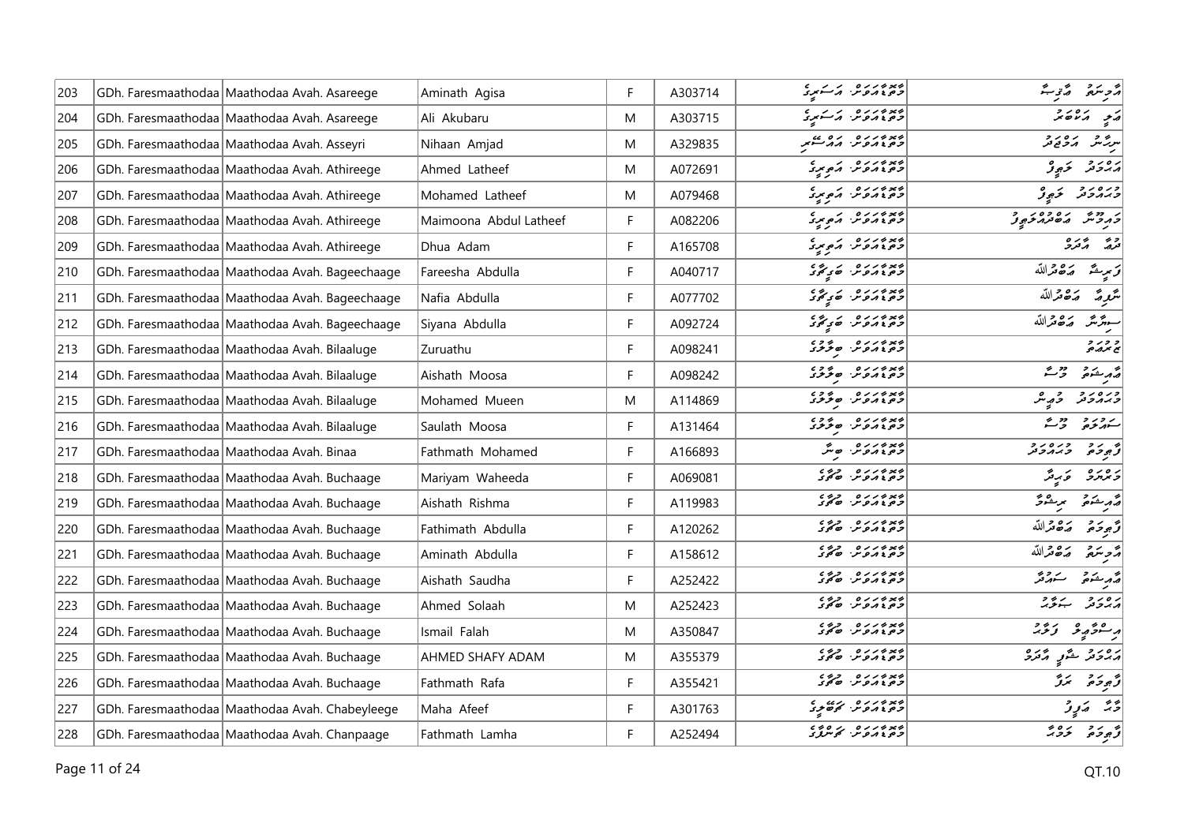| 203 | GDh. Faresmaathodaa | Maathodaa Avah. Asareege | Aminath Agisa | F | A303714 | މާތޮޑާއަވަށް. އަސަރީގެ | އާމިނަތު އާގިސާ |
|---|---|---|---|---|---|---|---|
| 204 | GDh. Faresmaathodaa | Maathodaa Avah. Asareege | Ali Akubaru | M | A303715 | މާތޮޑާއަވަށް. އަސަރީގެ | އަލި އަކުބަރު |
| 205 | GDh. Faresmaathodaa | Maathodaa Avah. Asseyri | Nihaan Amjad | M | A329835 | މާތޮޑާއަވަށް. އައްސޭރި | ނިހާން އަމްޖަދު |
| 206 | GDh. Faresmaathodaa | Maathodaa Avah. Athireege | Ahmed Latheef | M | A072691 | މާތޮޑާއަވަށް. އަތިރީގެ | އަހުމަދު ލަތީފު |
| 207 | GDh. Faresmaathodaa | Maathodaa Avah. Athireege | Mohamed Latheef | M | A079468 | މާތޮޑާއަވަށް. އަތިރީގެ | މުޙައްމަދު ލަތީފު |
| 208 | GDh. Faresmaathodaa | Maathodaa Avah. Athireege | Maimoona Abdul Latheef | F | A082206 | މާތޮޑާއަވަށް. އަތިރީގެ | މައިމޫނާ އަބްދުލްލަތީފު |
| 209 | GDh. Faresmaathodaa | Maathodaa Avah. Athireege | Dhua Adam | F | A165708 | މާތޮޑާއަވަށް. އަތިރީގެ | ދުޢާ އާދަމް |
| 210 | GDh. Faresmaathodaa | Maathodaa Avah. Bageechaage | Fareesha Abdulla | F | A040717 | މާތޮޑާއަވަށް. ބަގީޗާގެ | ފަރީޝާ އަބްދުﷲ |
| 211 | GDh. Faresmaathodaa | Maathodaa Avah. Bageechaage | Nafia Abdulla | F | A077702 | މާތޮޑާއަވަށް. ބަގީޗާގެ | ނާފިޢާ އަބްދުﷲ |
| 212 | GDh. Faresmaathodaa | Maathodaa Avah. Bageechaage | Siyana Abdulla | F | A092724 | މާތޮޑާއަވަށް. ބަގީޗާގެ | ސިޔާނާ އަބްދުﷲ |
| 213 | GDh. Faresmaathodaa | Maathodaa Avah. Bilaaluge | Zuruathu | F | A098241 | މާތޮޑާއަވަށް. ބިލާލުގެ | ޒުރުޢަތު |
| 214 | GDh. Faresmaathodaa | Maathodaa Avah. Bilaaluge | Aishath Moosa | F | A098242 | މާތޮޑާއަވަށް. ބިލާލުގެ | އާއިޝަތު މޫސާ |
| 215 | GDh. Faresmaathodaa | Maathodaa Avah. Bilaaluge | Mohamed Mueen | M | A114869 | މާތޮޑާއަވަށް. ބިލާލުގެ | މުޙައްމަދު މުޢީން |
| 216 | GDh. Faresmaathodaa | Maathodaa Avah. Bilaaluge | Saulath Moosa | F | A131464 | މާތޮޑާއަވަށް. ބިލާލުގެ | ސައުލަތު މޫސާ |
| 217 | GDh. Faresmaathodaa | Maathodaa Avah. Binaa | Fathmath Mohamed | F | A166893 | މާތޮޑާއަވަށް. ބިނާ | ފާތުމަތު މުޙައްމަދު |
| 218 | GDh. Faresmaathodaa | Maathodaa Avah. Buchaage | Mariyam Waheeda | F | A069081 | މާތޮޑާއަވަށް. ބުޗާގެ | މަރިޔަމް ވަހީދާ |
| 219 | GDh. Faresmaathodaa | Maathodaa Avah. Buchaage | Aishath Rishma | F | A119983 | މާތޮޑާއަވަށް. ބުޗާގެ | އާއިޝަތު ރިޝްމާ |
| 220 | GDh. Faresmaathodaa | Maathodaa Avah. Buchaage | Fathimath Abdulla | F | A120262 | މާތޮޑާއަވަށް. ބުޗާގެ | ފާތިމަތު އަބްދުﷲ |
| 221 | GDh. Faresmaathodaa | Maathodaa Avah. Buchaage | Aminath Abdulla | F | A158612 | މާތޮޑާއަވަށް. ބުޗާގެ | އާމިނަތު އަބްދުﷲ |
| 222 | GDh. Faresmaathodaa | Maathodaa Avah. Buchaage | Aishath Saudha | F | A252422 | މާތޮޑާއަވަށް. ބުޗާގެ | އާއިޝަތު ސައުދާ |
| 223 | GDh. Faresmaathodaa | Maathodaa Avah. Buchaage | Ahmed Solaah | M | A252423 | މާތޮޑާއަވަށް. ބުޗާގެ | އަހުމަދު ޞަލާޙް |
| 224 | GDh. Faresmaathodaa | Maathodaa Avah. Buchaage | Ismail Falah | M | A350847 | މާތޮޑާއަވަށް. ބުޗާގެ | އިސްމާޢީލް ފަލާޙް |
| 225 | GDh. Faresmaathodaa | Maathodaa Avah. Buchaage | AHMED SHAFY ADAM | M | A355379 | މާތޮޑާއަވަށް. ބުޗާގެ | އަހުމަދު ޝާފީ އާދަމް |
| 226 | GDh. Faresmaathodaa | Maathodaa Avah. Buchaage | Fathmath Rafa | F | A355421 | މާތޮޑާއަވަށް. ބުޗާގެ | ފާތުމަތު ރަފާ |
| 227 | GDh. Faresmaathodaa | Maathodaa Avah. Chabeyleege | Maha Afeef | F | A301763 | މާތޮޑާއަވަށް. ޗަބޭލީގެ | މާހާ ޢަފީފު |
| 228 | GDh. Faresmaathodaa | Maathodaa Avah. Chanpaage | Fathmath Lamha | F | A252494 | މާތޮޑާއަވަށް. ޗަންޕާގެ | ފާތުމަތު ލަމްހާ |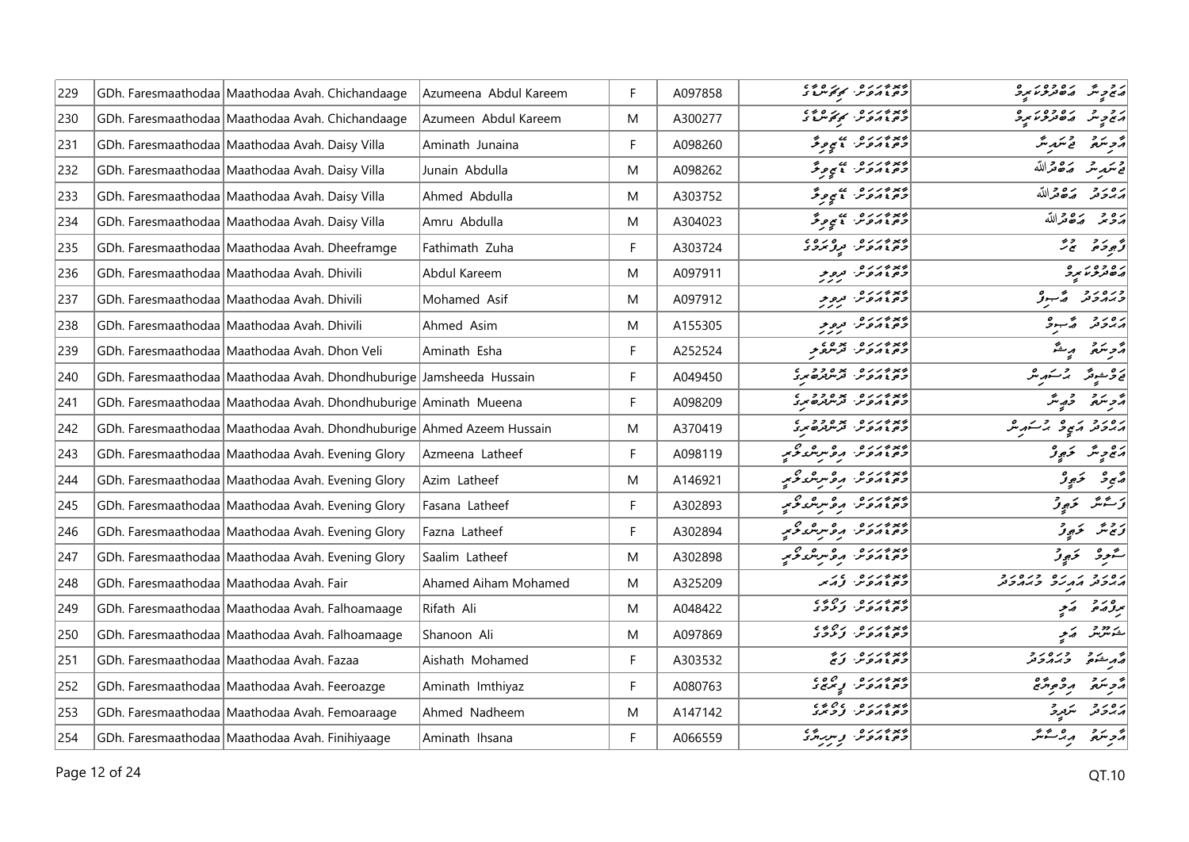| 229 | GDh. Faresmaathodaa | Maathodaa Avah. Chichandaage | Azumeena Abdul Kareem | F | A097858 | މާތޮޑާއަވަށް. ޗިޗަންޑާގެ | އަޒުމީނާ އަބްދުލްކަރީމް |
|---|---|---|---|---|---|---|---|
| 230 | GDh. Faresmaathodaa | Maathodaa Avah. Chichandaage | Azumeen Abdul Kareem | M | A300277 | މާތޮޑާއަވަށް. ޗިޗަންޑާގެ | އަޒުމީން އަބްދުލްކަރީމް |
| 231 | GDh. Faresmaathodaa | Maathodaa Avah. Daisy Villa | Aminath Junaina | F | A098260 | މާތޮޑާއަވަށް. ޑޭޒީވިލާ | އާމިނަތު ޖުނައިނާ |
| 232 | GDh. Faresmaathodaa | Maathodaa Avah. Daisy Villa | Junain Abdulla | M | A098262 | މާތޮޑާއަވަށް. ޑޭޒީވިލާ | ޖުނައިން އަބްދުﷲ |
| 233 | GDh. Faresmaathodaa | Maathodaa Avah. Daisy Villa | Ahmed Abdulla | M | A303752 | މާތޮޑާއަވަށް. ޑޭޒީވިލާ | އަޙްމަދު އަބްދުﷲ |
| 234 | GDh. Faresmaathodaa | Maathodaa Avah. Daisy Villa | Amru Abdulla | M | A304023 | މާތޮޑާއަވަށް. ޑޭޒީވިލާ | އަމްރު އަބްދުﷲ |
| 235 | GDh. Faresmaathodaa | Maathodaa Avah. Dheeframge | Fathimath Zuha | F | A303724 | މާތޮޑާއަވަށް. ދީފްރަމްގެ | ފާތިމަތު ޒުހާ |
| 236 | GDh. Faresmaathodaa | Maathodaa Avah. Dhivili | Abdul Kareem | M | A097911 | މާތޮޑާއަވަށް. ދިވިލި | އަބްދުލްކަރީމް |
| 237 | GDh. Faresmaathodaa | Maathodaa Avah. Dhivili | Mohamed Asif | M | A097912 | މާތޮޑާއަވަށް. ދިވިލި | މުޙައްމަދު އާސިފް |
| 238 | GDh. Faresmaathodaa | Maathodaa Avah. Dhivili | Ahmed Asim | M | A155305 | މާތޮޑާއަވަށް. ދިވިލި | އަޙްމަދު އާސިމް |
| 239 | GDh. Faresmaathodaa | Maathodaa Avah. Dhon Veli | Aminath Esha | F | A252524 | މާތޮޑާއަވަށް. ދޮންވެލި | އާމިނަތު އީޝާ |
| 240 | GDh. Faresmaathodaa | Maathodaa Avah. Dhondhuburige | Jamsheeda Hussain | F | A049450 | މާތޮޑާއަވަށް. ދޮންދުބުރިގެ | ޖަމްޝީދާ ޙުސައިން |
| 241 | GDh. Faresmaathodaa | Maathodaa Avah. Dhondhuburige | Aminath Mueena | F | A098209 | މާތޮޑާއަވަށް. ދޮންދުބުރިގެ | އާމިނަތު މުޢީނާ |
| 242 | GDh. Faresmaathodaa | Maathodaa Avah. Dhondhuburige | Ahmed Azeem Hussain | M | A370419 | މާތޮޑާއަވަށް. ދޮންދުބުރިގެ | އަޙްމަދު އަޒީމް ޙުސައިން |
| 243 | GDh. Faresmaathodaa | Maathodaa Avah. Evening Glory | Azmeena Latheef | F | A098119 | މާތޮޑާއަވަށް. އިވްނިންގްލޯރީ | އަޒްމީނާ ލަޠީފް |
| 244 | GDh. Faresmaathodaa | Maathodaa Avah. Evening Glory | Azim Latheef | M | A146921 | މާތޮޑާއަވަށް. އިވްނިންގްލޯރީ | އާޒިމް ލަޠީފް |
| 245 | GDh. Faresmaathodaa | Maathodaa Avah. Evening Glory | Fasana Latheef | F | A302893 | މާތޮޑާއަވަށް. އިވްނިންގްލޯރީ | ފަސާނާ ލަޠީފް |
| 246 | GDh. Faresmaathodaa | Maathodaa Avah. Evening Glory | Fazna Latheef | F | A302894 | މާތޮޑާއަވަށް. އިވްނިންގްލޯރީ | ފަޒްނާ ލަޠީފް |
| 247 | GDh. Faresmaathodaa | Maathodaa Avah. Evening Glory | Saalim Latheef | M | A302898 | މާތޮޑާއަވަށް. އިވްނިންގްލޯރީ | ސާލިމް ލަޠީފް |
| 248 | GDh. Faresmaathodaa | Maathodaa Avah. Fair | Ahamed Aiham Mohamed | M | A325209 | މާތޮޑާއަވަށް. ފެއަރ | އަޙްމަދު އައިހަމް މުޙައްމަދު |
| 249 | GDh. Faresmaathodaa | Maathodaa Avah. Falhoamaage | Rifath Ali | M | A048422 | މާތޮޑާއަވަށް. ފަޅޯމާގެ | ރިފްޢަތު ޢަލީ |
| 250 | GDh. Faresmaathodaa | Maathodaa Avah. Falhoamaage | Shanoon Ali | M | A097869 | މާތޮޑާއަވަށް. ފަޅޯމާގެ | ޝަނޫން ޢަލީ |
| 251 | GDh. Faresmaathodaa | Maathodaa Avah. Fazaa | Aishath Mohamed | F | A303532 | މާތޮޑާއަވަށް. ފަޟާ | އައިޝަތު މުޙައްމަދު |
| 252 | GDh. Faresmaathodaa | Maathodaa Avah. Feeroazge | Aminath Imthiyaz | F | A080763 | މާތޮޑާއަވަށް. ފީރޯޒްގެ | އާމިނަތު އިމްތިޔާޒް |
| 253 | GDh. Faresmaathodaa | Maathodaa Avah. Femoaraage | Ahmed Nadheem | M | A147142 | މާތޮޑާއަވަށް. ފެމޯރާގެ | އަޙްމަދު ނަދީމް |
| 254 | GDh. Faresmaathodaa | Maathodaa Avah. Finihiyaage | Aminath Ihsana | F | A066559 | މާތޮޑާއަވަށް. ފިނިހިޔާގެ | އާމިނަތު އިޙްސާނާ |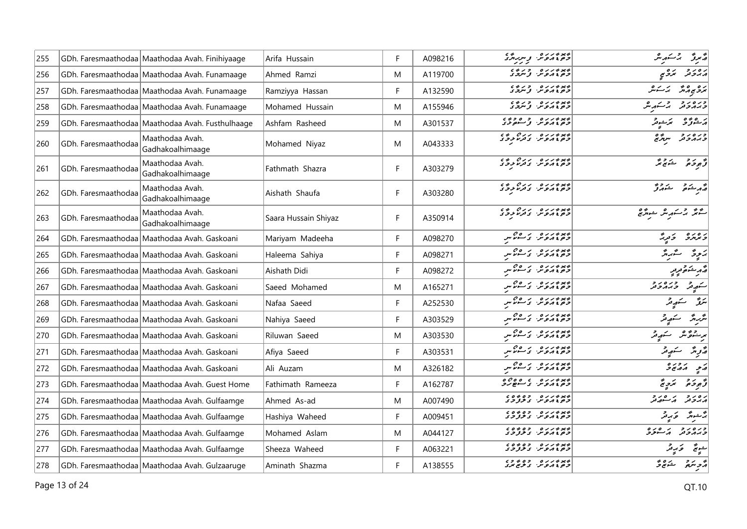| 255 | GDh. Faresmaathodaa | Maathodaa Avah. Finihiyaage | Arifa Hussain | F | A098216 | މާތޮޑާއަވަސް. ފިނިހިޔާގެ | އާރިފާ ހުސައިން |
|---|---|---|---|---|---|---|---|
| 256 | GDh. Faresmaathodaa | Maathodaa Avah. Funamaage | Ahmed Ramzi | M | A119700 | މާތޮޑާއަވަސް. ފުނަމާގެ | އަހުމަދު ރަމްޒީ |
| 257 | GDh. Faresmaathodaa | Maathodaa Avah. Funamaage | Ramziyya Hassan | F | A132590 | މާތޮޑާއަވަސް. ފުނަމާގެ | ރަމްޒިއްޔާ ހަސަން |
| 258 | GDh. Faresmaathodaa | Maathodaa Avah. Funamaage | Mohamed Hussain | M | A155946 | މާތޮޑާއަވަސް. ފުނަމާގެ | މުހައްމަދު ހުސައިން |
| 259 | GDh. Faresmaathodaa | Maathodaa Avah. Fusthulhaage | Ashfam Rasheed | M | A301537 | މާތޮޑާއަވަސް. ފުސްތުޅާގެ | އަޝްފާމް ރަޝީދު |
| 260 | GDh. Faresmaathodaa | Maathodaa Avah. Gadhakoalhimaage | Mohamed Niyaz | M | A043333 | މާތޮޑާއަވަސް. ގަދަކޮޅިމާގެ | މުހައްމަދު ނިޔާޒް |
| 261 | GDh. Faresmaathodaa | Maathodaa Avah. Gadhakoalhimaage | Fathmath Shazra | F | A303279 | މާތޮޑާއަވަސް. ގަދަކޮޅިމާގެ | ފާތިމަތު ޝަޒްރާ |
| 262 | GDh. Faresmaathodaa | Maathodaa Avah. Gadhakoalhimaage | Aishath Shaufa | F | A303280 | މާތޮޑާއަވަސް. ގަދަކޮޅިމާގެ | އާއިޝަތު ޝައުފާ |
| 263 | GDh. Faresmaathodaa | Maathodaa Avah. Gadhakoalhimaage | Saara Hussain Shiyaz | F | A350914 | މާތޮޑާއަވަސް. ގަދަކޮޅިމާގެ | ސާރާ ހުސައިން ޝިޔާޒް |
| 264 | GDh. Faresmaathodaa | Maathodaa Avah. Gaskoani | Mariyam Madeeha | F | A098270 | މާތޮޑާއަވަސް. ގަސްކޮނި | މަރިޔަމް މަދީހާ |
| 265 | GDh. Faresmaathodaa | Maathodaa Avah. Gaskoani | Haleema Sahiya | F | A098271 | މާތޮޑާއަވަސް. ގަސްކޮނި | ހަލީމާ ސާހިޔާ |
| 266 | GDh. Faresmaathodaa | Maathodaa Avah. Gaskoani | Aishath Didi | F | A098272 | މާތޮޑާއަވަސް. ގަސްކޮނި | އާއިޝަތުދީދީ |
| 267 | GDh. Faresmaathodaa | Maathodaa Avah. Gaskoani | Saeed Mohamed | M | A165271 | މާތޮޑާއަވަސް. ގަސްކޮނި | ސަޢީދު މުހައްމަދު |
| 268 | GDh. Faresmaathodaa | Maathodaa Avah. Gaskoani | Nafaa Saeed | F | A252530 | މާތޮޑާއަވަސް. ގަސްކޮނި | ނަފާ ސަޢީދު |
| 269 | GDh. Faresmaathodaa | Maathodaa Avah. Gaskoani | Nahiya Saeed | F | A303529 | މާތޮޑާއަވަސް. ގަސްކޮނި | ނާހިޔާ ސަޢީދު |
| 270 | GDh. Faresmaathodaa | Maathodaa Avah. Gaskoani | Riluwan Saeed | M | A303530 | މާތޮޑާއަވަސް. ގަސްކޮނި | ރިޟުވާން ސަޢީދު |
| 271 | GDh. Faresmaathodaa | Maathodaa Avah. Gaskoani | Afiya Saeed | F | A303531 | މާތޮޑާއަވަސް. ގަސްކޮނި | އާފިޔާ ސަޢީދު |
| 272 | GDh. Faresmaathodaa | Maathodaa Avah. Gaskoani | Ali Auzam | M | A326182 | މާތޮޑާއަވަސް. ގަސްކޮނި | އަލި އައުޒަމް |
| 273 | GDh. Faresmaathodaa | Maathodaa Avah. Guest Home | Fathimath Rameeza | F | A162787 | މާތޮޑާއަވަސް. ގެސްޓްހޯމް | ފާތިމަތު ރަމީޒާ |
| 274 | GDh. Faresmaathodaa | Maathodaa Avah. Gulfaamge | Ahmed As-ad | M | A007490 | މާތޮޑާއަވަސް. ގުލްފާމްގެ | އަހުމަދު އަސްޢަދު |
| 275 | GDh. Faresmaathodaa | Maathodaa Avah. Gulfaamge | Hashiya Waheed | F | A009451 | މާތޮޑާއަވަސް. ގުލްފާމްގެ | ހާޝިޔާ ވަޙީދު |
| 276 | GDh. Faresmaathodaa | Maathodaa Avah. Gulfaamge | Mohamed Aslam | M | A044127 | މާތޮޑާއަވަސް. ގުލްފާމްގެ | މުހައްމަދު އަސްލަމް |
| 277 | GDh. Faresmaathodaa | Maathodaa Avah. Gulfaamge | Sheeza Waheed | F | A063221 | މާތޮޑާއަވަސް. ގުލްފާމްގެ | ޝީޒާ ވަޙީދު |
| 278 | GDh. Faresmaathodaa | Maathodaa Avah. Gulzaaruge | Aminath Shazma | F | A138555 | މާތޮޑާއަވަސް. ގުލްޒާރުގެ | އާމިނަތު ޝަޒްމާ |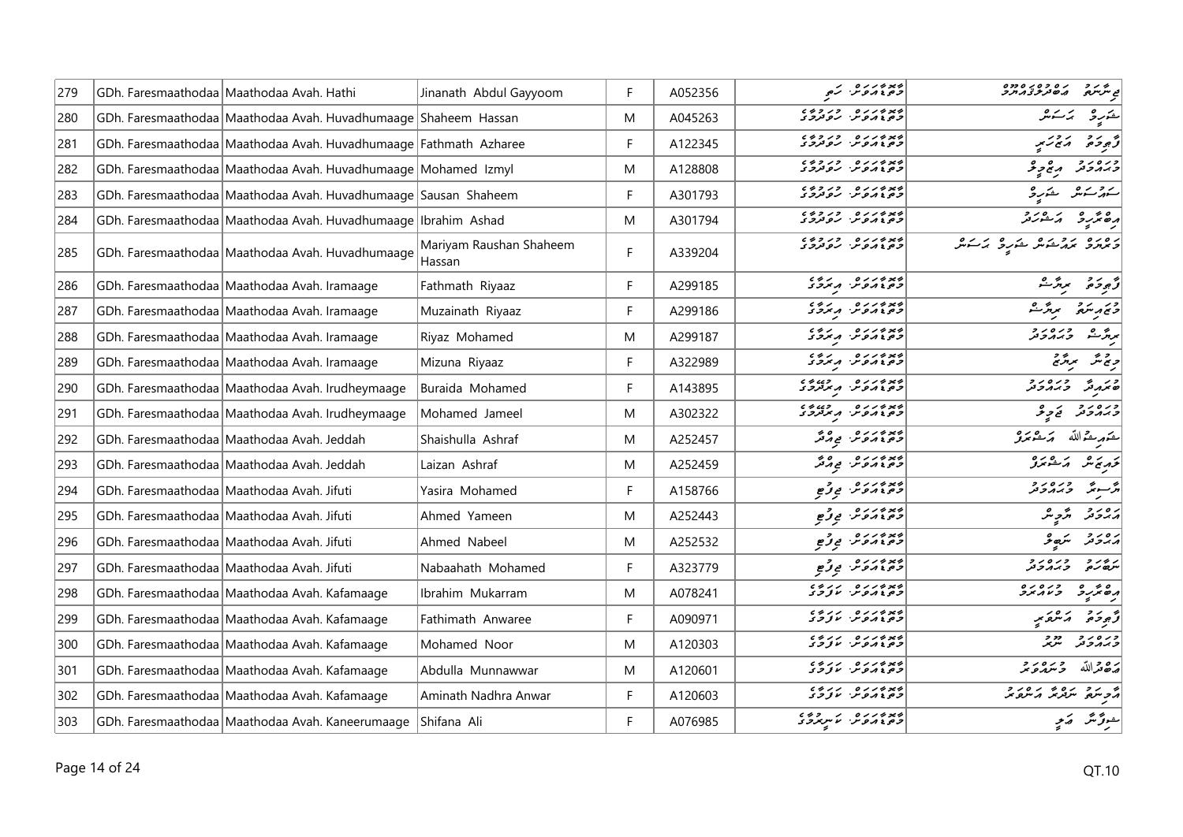| 279 | GDh. Faresmaathodaa | Maathodaa Avah. Hathi | Jinanath Abdul Gayyoom | F | A052356 | މާތޮޑާއަވަސް. ހަތި | ޖިނާނަތު އަބްދުލްގައްޔޫމް |
|---|---|---|---|---|---|---|---|
| 280 | GDh. Faresmaathodaa | Maathodaa Avah. Huvadhumaage | Shaheem Hassan | M | A045263 | މާތޮޑާއަވަސް. ހުވަދުމާގެ | ޝަހީމް ހަސަން |
| 281 | GDh. Faresmaathodaa | Maathodaa Avah. Huvadhumaage | Fathmath Azharee | F | A122345 | މާތޮޑާއަވަސް. ހުވަދުމާގެ | ފާތިމަތު އަޒްހަރީ |
| 282 | GDh. Faresmaathodaa | Maathodaa Avah. Huvadhumaage | Mohamed Izmyl | M | A128808 | މާތޮޑާއަވަސް. ހުވަދުމާގެ | މުހައްމަދު އިޒްމިލް |
| 283 | GDh. Faresmaathodaa | Maathodaa Avah. Huvadhumaage | Sausan Shaheem | F | A301793 | މާތޮޑާއަވަސް. ހުވަދުމާގެ | ސައުސަން ޝަހީމް |
| 284 | GDh. Faresmaathodaa | Maathodaa Avah. Huvadhumaage | Ibrahim Ashad | M | A301794 | މާތޮޑާއަވަސް. ހުވަދުމާގެ | އިބްރާހީމް އަޝްހަދު |
| 285 | GDh. Faresmaathodaa | Maathodaa Avah. Huvadhumaage | Mariyam Raushan Shaheem Hassan | F | A339204 | މާތޮޑާއަވަސް. ހުވަދުމާގެ | މަރްޔަމް ރައުޝަން ޝަހީމް ހަސަން |
| 286 | GDh. Faresmaathodaa | Maathodaa Avah. Iramaage | Fathmath Riyaaz | F | A299185 | މާތޮޑާއަވަސް. އިރަމާގެ | ފާތިމަތު ރިޔާޒް |
| 287 | GDh. Faresmaathodaa | Maathodaa Avah. Iramaage | Muzainath Riyaaz | F | A299186 | މާތޮޑާއަވަސް. އިރަމާގެ | މުޒައިނަތު ރިޔާޒް |
| 288 | GDh. Faresmaathodaa | Maathodaa Avah. Iramaage | Riyaz Mohamed | M | A299187 | މާތޮޑާއަވަސް. އިރަމާގެ | ރިޔާޒް މުހައްމަދު |
| 289 | GDh. Faresmaathodaa | Maathodaa Avah. Iramaage | Mizuna Riyaaz | F | A322989 | މާތޮޑާއަވަސް. އިރަމާގެ | މިޒުނާ ރިޔާޒް |
| 290 | GDh. Faresmaathodaa | Maathodaa Avah. Irudheymaage | Buraida Mohamed | F | A143895 | މާތޮޑާއަވަސް. އިރުދޭމާގެ | ބުރައިދާ މުހައްމަދު |
| 291 | GDh. Faresmaathodaa | Maathodaa Avah. Irudheymaage | Mohamed Jameel | M | A302322 | މާތޮޑާއަވަސް. އިރުދޭމާގެ | މުހައްމަދު ޖަމީލް |
| 292 | GDh. Faresmaathodaa | Maathodaa Avah. Jeddah | Shaishulla Ashraf | M | A252457 | މާތޮޑާއަވަސް. ޖިއްދާ | ޝައިޝުﷲ އަޝްރަފް |
| 293 | GDh. Faresmaathodaa | Maathodaa Avah. Jeddah | Laizan Ashraf | M | A252459 | މާތޮޑާއަވަސް. ޖިއްދާ | ލައިޒަން އަޝްރަފް |
| 294 | GDh. Faresmaathodaa | Maathodaa Avah. Jifuti | Yasira Mohamed | F | A158766 | މާތޮޑާއަވަސް. ޖިފުޓި | ޔާސިރާ މުހައްމަދު |
| 295 | GDh. Faresmaathodaa | Maathodaa Avah. Jifuti | Ahmed Yameen | M | A252443 | މާތޮޑާއަވަސް. ޖިފުޓި | އަހްމަދު ޔާމީން |
| 296 | GDh. Faresmaathodaa | Maathodaa Avah. Jifuti | Ahmed Nabeel | M | A252532 | މާތޮޑާއަވަސް. ޖިފުޓި | އަހްމަދު ނަބީލް |
| 297 | GDh. Faresmaathodaa | Maathodaa Avah. Jifuti | Nabaahath Mohamed | F | A323779 | މާތޮޑާއަވަސް. ޖިފުޓި | ނަބާހަތު މުހައްމަދު |
| 298 | GDh. Faresmaathodaa | Maathodaa Avah. Kafamaage | Ibrahim Mukarram | M | A078241 | މާތޮޑާއަވަސް. ކަފަމާގެ | އިބްރާހީމް މުކައްރަމް |
| 299 | GDh. Faresmaathodaa | Maathodaa Avah. Kafamaage | Fathimath Anwaree | F | A090971 | މާތޮޑާއަވަސް. ކަފަމާގެ | ފާތިމަތު އަންވަރީ |
| 300 | GDh. Faresmaathodaa | Maathodaa Avah. Kafamaage | Mohamed Noor | M | A120303 | މާތޮޑާއަވަސް. ކަފަމާގެ | މުހައްމަދު ނޫރު |
| 301 | GDh. Faresmaathodaa | Maathodaa Avah. Kafamaage | Abdulla Munnawwar | M | A120601 | މާތޮޑާއަވަސް. ކަފަމާގެ | އަބްދުﷲ މުންނައްވަރު |
| 302 | GDh. Faresmaathodaa | Maathodaa Avah. Kafamaage | Aminath Nadhra Anwar | F | A120603 | މާތޮޑާއަވަސް. ކަފަމާގެ | އާމިނަތު ނަދްރާ އަންވަރު |
| 303 | GDh. Faresmaathodaa | Maathodaa Avah. Kaneerumaage | Shifana Ali | F | A076985 | މާތޮޑާއަވަސް. ކަނީރުމާގެ | ޝިފާނާ އަލި |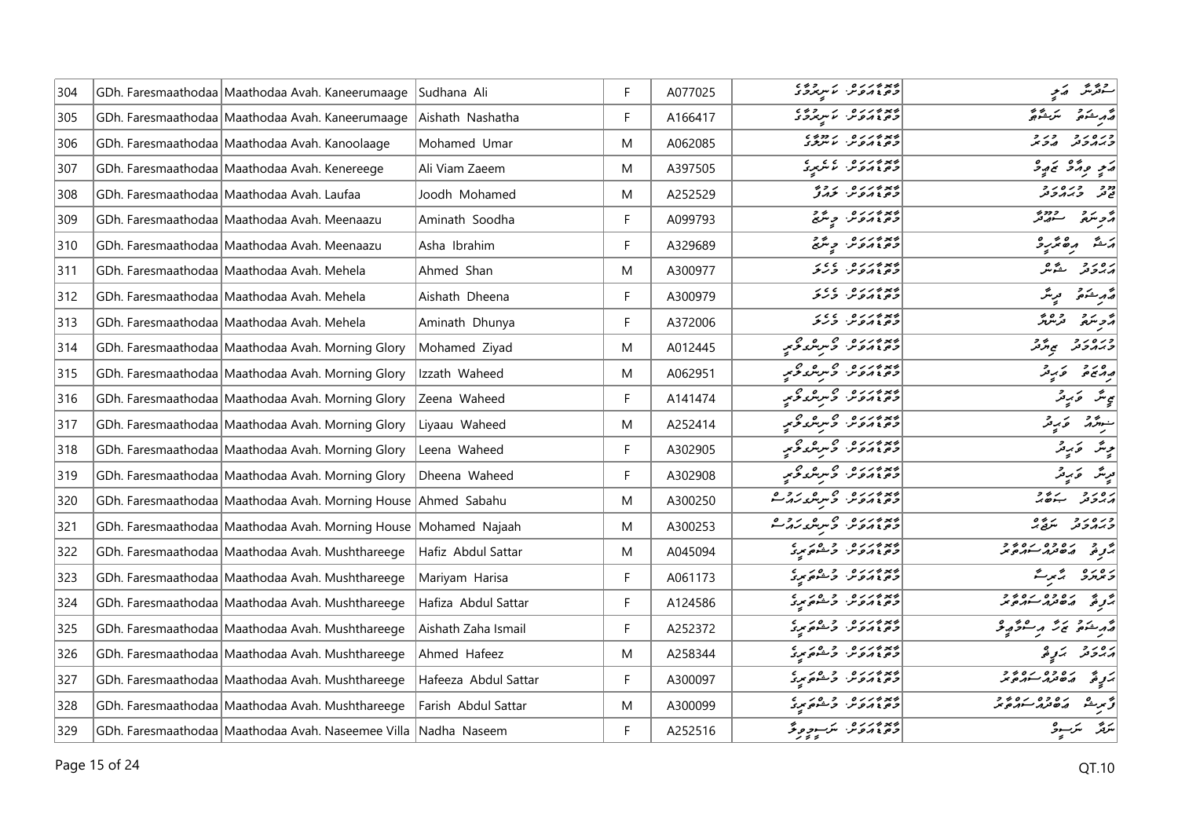| 304 | GDh. Faresmaathodaa | Maathodaa Avah. Kaneerumaage | Sudhana Ali | F | A077025 | މާތޮޑާއަވަށް.ކަނީރުމާގެ | ސުދަނާ އަލި |
|---|---|---|---|---|---|---|---|
| 305 | GDh. Faresmaathodaa | Maathodaa Avah. Kaneerumaage | Aishath Nashatha | F | A166417 | މާތޮޑާއަވަށް. ކަނީރުމާގެ | އައިޝަތު ނަޝާތާ |
| 306 | GDh. Faresmaathodaa | Maathodaa Avah. Kanoolaage | Mohamed Umar | M | A062085 | މާތޮޑާއަވަށް. ކަނޫލާގެ | މުހައްމަދު އުމަރު |
| 307 | GDh. Faresmaathodaa | Maathodaa Avah. Kenereege | Ali Viam Zaeem | M | A397505 | މާތޮޑާއަވަށް. ކެނެރީގެ | އަލި ވިއާމް ޒަޢީމް |
| 308 | GDh. Faresmaathodaa | Maathodaa Avah. Laufaa | Joodh Mohamed | M | A252529 | މާތޮޑާއަވަށް. ލައުފާ | ޖޫދު މުހައްމަދު |
| 309 | GDh. Faresmaathodaa | Maathodaa Avah. Meenaazu | Aminath Soodha | F | A099793 | މާތޮޑާއަވަށް. މީނާޒު | އާމިނަތު ސޫދާ |
| 310 | GDh. Faresmaathodaa | Maathodaa Avah. Meenaazu | Asha Ibrahim | F | A329689 | މާތޮޑާއަވަށް. މީނާޒު | އާޝާ އިބްރާހީމް |
| 311 | GDh. Faresmaathodaa | Maathodaa Avah. Mehela | Ahmed Shan | M | A300977 | މާތޮޑާއަވަށް. މެހެލަ | އަޙްމަދު ޝާން |
| 312 | GDh. Faresmaathodaa | Maathodaa Avah. Mehela | Aishath Dheena | F | A300979 | މާތޮޑާއަވަށް. މެހެލަ | އައިޝަތު ދީނާ |
| 313 | GDh. Faresmaathodaa | Maathodaa Avah. Mehela | Aminath Dhunya | F | A372006 | މާތޮޑާއަވަށް. މެހެލަ | އާމިނަތު ދުންޔާ |
| 314 | GDh. Faresmaathodaa | Maathodaa Avah. Morning Glory | Mohamed Ziyad | M | A012445 | މާތޮޑާއަވަށް. މޯނިންގްލޯރީ | މުހައްމަދު ޒިޔާދު |
| 315 | GDh. Faresmaathodaa | Maathodaa Avah. Morning Glory | Izzath Waheed | M | A062951 | މާތޮޑާއަވަށް. މޯނިންގްލޯރީ | ޢިއްޒަތު ވަޙީދު |
| 316 | GDh. Faresmaathodaa | Maathodaa Avah. Morning Glory | Zeena Waheed | F | A141474 | މާތޮޑާއަވަށް. މޯނިންގްލޯރީ | ޒީނާ ވަޙީދު |
| 317 | GDh. Faresmaathodaa | Maathodaa Avah. Morning Glory | Liyaau Waheed | M | A252414 | މާތޮޑާއަވަށް. މޯނިންގްލޯރީ | ލިޔާއު ވަޙީދު |
| 318 | GDh. Faresmaathodaa | Maathodaa Avah. Morning Glory | Leena Waheed | F | A302905 | މާތޮޑާއަވަށް. މޯނިންގްލޯރީ | ލީނާ ވަޙީދު |
| 319 | GDh. Faresmaathodaa | Maathodaa Avah. Morning Glory | Dheena Waheed | F | A302908 | މާތޮޑާއަވަށް. މޯނިންގްލޯރީ | ދީނާ ވަޙީދު |
| 320 | GDh. Faresmaathodaa | Maathodaa Avah. Morning House | Ahmed Sabahu | M | A300250 | މާތޮޑާއަވަށް. މޯނިންގހައުސް | އަޙްމަދު ސަބާހު |
| 321 | GDh. Faresmaathodaa | Maathodaa Avah. Morning House | Mohamed Najaah | M | A300253 | މާތޮޑާއަވަށް. މޯނިންގހައުސް | މުހައްމަދު ނަޖާހް |
| 322 | GDh. Faresmaathodaa | Maathodaa Avah. Mushthareege | Hafiz Abdul Sattar | M | A045094 | މާތޮޑާއަވަށް. މުޝްތަރީގެ | ހާފިޒު އަބްދުލްސައްތާރު |
| 323 | GDh. Faresmaathodaa | Maathodaa Avah. Mushthareege | Mariyam Harisa | F | A061173 | މާތޮޑާއަވަށް. މުޝްތަރީގެ | މަރިޔަމް ހާރިސާ |
| 324 | GDh. Faresmaathodaa | Maathodaa Avah. Mushthareege | Hafiza Abdul Sattar | F | A124586 | މާތޮޑާއަވަށް. މުޝްތަރީގެ | ހާފިޒާ އަބްދުލްސައްތާރު |
| 325 | GDh. Faresmaathodaa | Maathodaa Avah. Mushthareege | Aishath Zaha Ismail | F | A252372 | މާތޮޑާއަވަށް. މުޝްތަރީގެ | އައިޝަތު ޒަހާ އިސްމާޢީލް |
| 326 | GDh. Faresmaathodaa | Maathodaa Avah. Mushthareege | Ahmed Hafeez | M | A258344 | މާތޮޑާއަވަށް. މުޝްތަރީގެ | އަޙްމަދު ހަފީޒް |
| 327 | GDh. Faresmaathodaa | Maathodaa Avah. Mushthareege | Hafeeza Abdul Sattar | F | A300097 | މާތޮޑާއަވަށް. މުޝްތަރީގެ | ހަފީޒާ އަބްދުލްސައްތާރު |
| 328 | GDh. Faresmaathodaa | Maathodaa Avah. Mushthareege | Farish Abdul Sattar | M | A300099 | މާތޮޑާއަވަށް. މުޝްތަރީގެ | ފާރިޝް އަބްދުލްސައްތާރު |
| 329 | GDh. Faresmaathodaa | Maathodaa Avah. Naseemee Villa | Nadha Naseem | F | A252516 | މާތޮޑާއަވަށް. ނަސީމީވިލާ | ނަދާ ނަސީމް |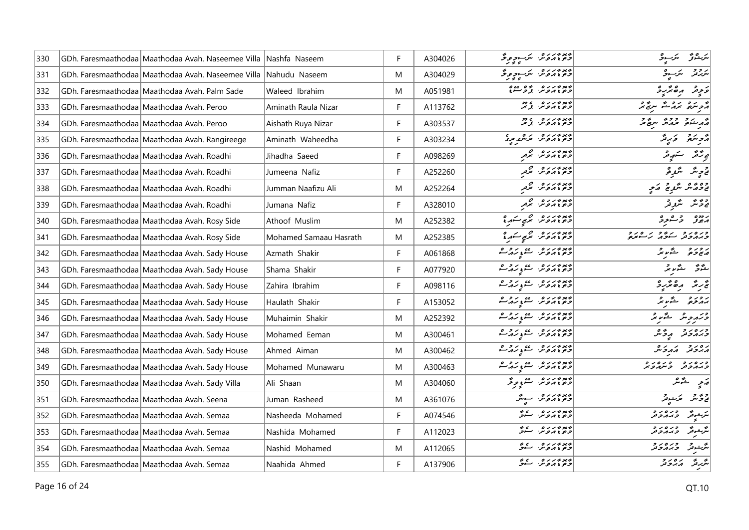| 330 | GDh. Faresmaathodaa | Maathodaa Avah. Naseemee Villa | Nashfa Naseem | F | A304026 | މާތޮޑާއަވަށް. ނަސީމީވިލާ | ނަޝްފާ ނަސީމް |
|---|---|---|---|---|---|---|---|
| 331 | GDh. Faresmaathodaa | Maathodaa Avah. Naseemee Villa | Nahudu Naseem | M | A304029 | މާތޮޑާއަވަށް. ނަސީމީވިލާ | ނަހުދު ނަސީމް |
| 332 | GDh. Faresmaathodaa | Maathodaa Avah. Palm Sade | Waleed Ibrahim | M | A051981 | މާތޮޑާއަވަށް. ޕާމްސޭޑް | ވަލީދު އިބްރާހީމް |
| 333 | GDh. Faresmaathodaa | Maathodaa Avah. Peroo | Aminath Raula Nizar | F | A113762 | މާތޮޑާއަވަށް. ޕެރޫ | އާމިނަތު ރައުލާ ނިޒާރު |
| 334 | GDh. Faresmaathodaa | Maathodaa Avah. Peroo | Aishath Ruya Nizar | F | A303537 | މާތޮޑާއަވަށް. ޕެރޫ | އައިޝަތު ރުއްޔާ ނިޒާރު |
| 335 | GDh. Faresmaathodaa | Maathodaa Avah. Rangireege | Aminath Waheedha | F | A303234 | މާތޮޑާއަވަށް. ރަންގިރީގެ | އާމިނަތު ވަހީދާ |
| 336 | GDh. Faresmaathodaa | Maathodaa Avah. Roadhi | Jihadha Saeed | F | A098269 | މާތޮޑާއަވަށް. ރޯދި | ޖިހާދާ ސަޢީދު |
| 337 | GDh. Faresmaathodaa | Maathodaa Avah. Roadhi | Jumeena Nafiz | F | A252260 | މާތޮޑާއަވަށް. ރޯދި | ޖުމީނާ ނާފިޒު |
| 338 | GDh. Faresmaathodaa | Maathodaa Avah. Roadhi | Jumman Naafizu Ali | M | A252264 | މާތޮޑާއަވަށް. ރޯދި | ޖުމްމާން ނާފިޒު ޢަލީ |
| 339 | GDh. Faresmaathodaa | Maathodaa Avah. Roadhi | Jumana Nafiz | F | A328010 | މާތޮޑާއަވަށް. ރޯދި | ޖުމާނާ ނާފިޒު |
| 340 | GDh. Faresmaathodaa | Maathodaa Avah. Rosy Side | Athoof Muslim | M | A252382 | މާތޮޑާއަވަށް. ރޯޒީސައިޑް | އަތޫފް މުސްލިމް |
| 341 | GDh. Faresmaathodaa | Maathodaa Avah. Rosy Side | Mohamed Samaau Hasrath | M | A252385 | މާތޮޑާއަވަށް. ރޯޒީސައިޑް | މުހައްމަދު ސަމާއު ހަސްރަތު |
| 342 | GDh. Faresmaathodaa | Maathodaa Avah. Sady House | Azmath Shakir | F | A061868 | މާތޮޑާއަވަށް. ސޭޑީހައުސް | އަޒްމަތު ޝާކިރު |
| 343 | GDh. Faresmaathodaa | Maathodaa Avah. Sady House | Shama Shakir | F | A077920 | މާތޮޑާއަވަށް. ސޭޑީހައުސް | ޝަމާ ޝާކިރު |
| 344 | GDh. Faresmaathodaa | Maathodaa Avah. Sady House | Zahira Ibrahim | F | A098116 | މާތޮޑާއަވަށް. ސޭޑީހައުސް | ޒާހިރާ އިބްރާހީމް |
| 345 | GDh. Faresmaathodaa | Maathodaa Avah. Sady House | Haulath Shakir | F | A153052 | މާތޮޑާއަވަށް. ސޭޑީހައުސް | ހައުލަތު ޝާކިރު |
| 346 | GDh. Faresmaathodaa | Maathodaa Avah. Sady House | Muhaimin Shakir | M | A252392 | މާތޮޑާއަވަށް. ސޭޑީހައުސް | މުހައިމިން ޝާކިރު |
| 347 | GDh. Faresmaathodaa | Maathodaa Avah. Sady House | Mohamed Eeman | M | A300461 | މާތޮޑާއަވަށް. ސޭޑީހައުސް | މުހައްމަދު އީމާން |
| 348 | GDh. Faresmaathodaa | Maathodaa Avah. Sady House | Ahmed Aiman | M | A300462 | މާތޮޑާއަވަށް. ސޭޑީހައުސް | އަޙްމަދު އައިމަން |
| 349 | GDh. Faresmaathodaa | Maathodaa Avah. Sady House | Mohamed Munawaru | M | A300463 | މާތޮޑާއަވަށް. ސޭޑީހައުސް | މުހައްމަދު މުނައްވަރު |
| 350 | GDh. Faresmaathodaa | Maathodaa Avah. Sady Villa | Ali Shaan | M | A304060 | މާތޮޑާއަވަށް. ސޭޑީވިލާ | ޢަލީ ޝާން |
| 351 | GDh. Faresmaathodaa | Maathodaa Avah. Seena | Juman Rasheed | M | A361076 | މާތޮޑާއަވަށް. ސީނާ | ޖުމާން ރަޝީދު |
| 352 | GDh. Faresmaathodaa | Maathodaa Avah. Semaa | Nasheeda Mohamed | F | A074546 | މާތޮޑާއަވަށް. ސެމާ | ނަޝީދާ މުހައްމަދު |
| 353 | GDh. Faresmaathodaa | Maathodaa Avah. Semaa | Nashida Mohamed | F | A112023 | މާތޮޑާއަވަށް. ސެމާ | ނާޝިދާ މުހައްމަދު |
| 354 | GDh. Faresmaathodaa | Maathodaa Avah. Semaa | Nashid Mohamed | M | A112065 | މާތޮޑާއަވަށް. ސެމާ | ނާޝިދު މުހައްމަދު |
| 355 | GDh. Faresmaathodaa | Maathodaa Avah. Semaa | Naahida Ahmed | F | A137906 | މާތޮޑާއަވަށް. ސެމާ | ނާހިދާ އަޙްމަދު |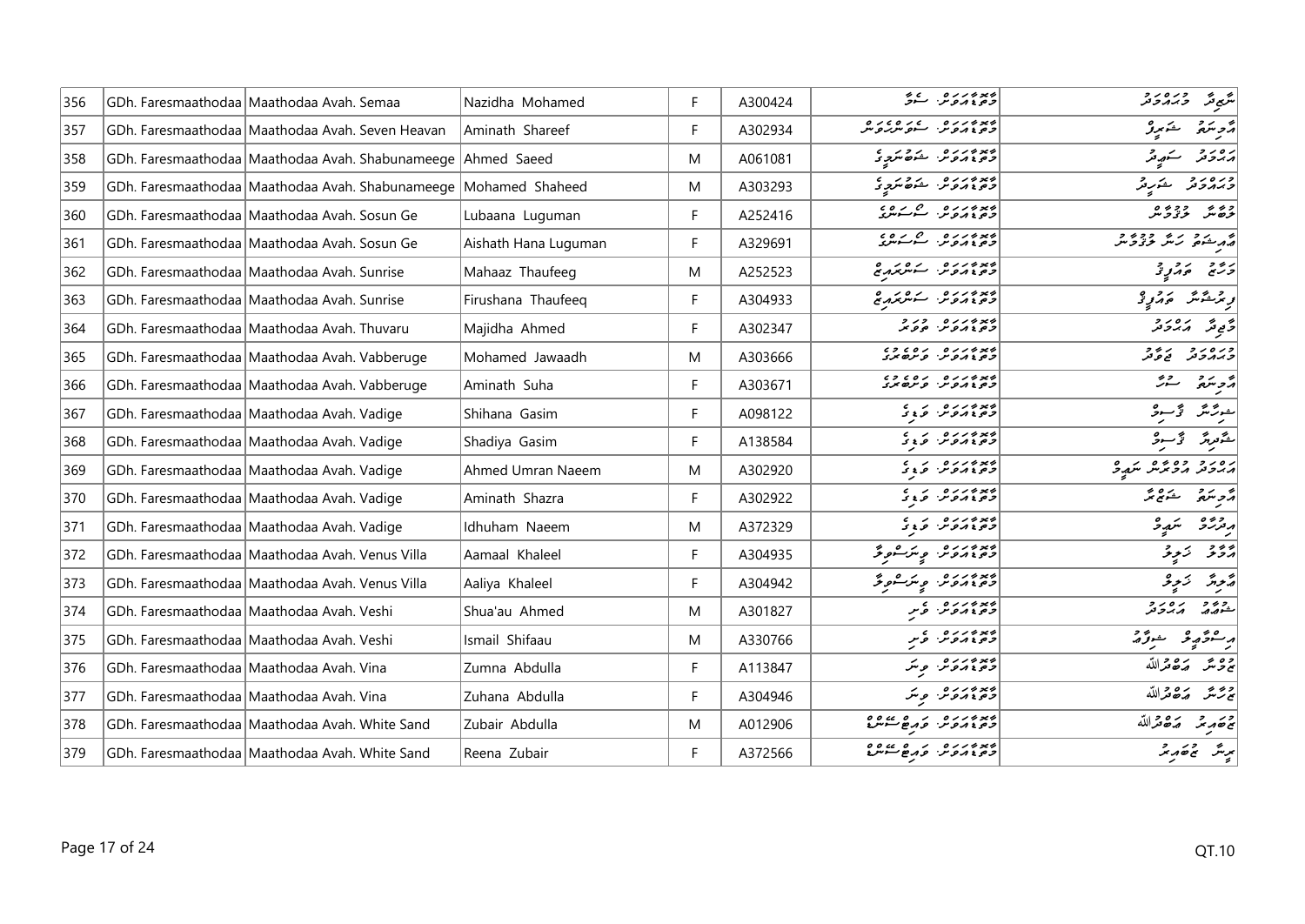| 356 | GDh. Faresmaathodaa | Maathodaa Avah. Semaa | Nazidha Mohamed | F | A300424 | ވާތޮޑާއަވަށް. ސެމާ | ނާޒިދާ މުޙައްމަދު |
|---|---|---|---|---|---|---|---|
| 357 | GDh. Faresmaathodaa | Maathodaa Avah. Seven Heavan | Aminath Shareef | F | A302934 | ވާތޮޑާއަވަށް. ސެވަންހެވަން | އާމިނަތު ޝަރީފް |
| 358 | GDh. Faresmaathodaa | Maathodaa Avah. Shabunameege | Ahmed Saeed | M | A061081 | ވާތޮޑާއަވަށް. ޝަބުނަމީގެ | އަޙްމަދު ސައީދު |
| 359 | GDh. Faresmaathodaa | Maathodaa Avah. Shabunameege | Mohamed Shaheed | M | A303293 | ވާތޮޑާއަވަށް. ޝަބުނަމީގެ | މުޙައްމަދު ޝަހީދު |
| 360 | GDh. Faresmaathodaa | Maathodaa Avah. Sosun Ge | Lubaana Luguman | F | A252416 | ވާތޮޑާއަވަށް. ސޮސުންގެ | ލުބާނާ ލުގުމާން |
| 361 | GDh. Faresmaathodaa | Maathodaa Avah. Sosun Ge | Aishath Hana Luguman | F | A329691 | ވާތޮޑާއަވަށް. ސޮސުންގެ | އައިޝަތު ހަނާ ލުގުމާން |
| 362 | GDh. Faresmaathodaa | Maathodaa Avah. Sunrise | Mahaaz Thaufeeg | M | A252523 | ވާތޮޑާއަވަށް. ސަންރައިޒް | މަހާޒު ތައުފީގު |
| 363 | GDh. Faresmaathodaa | Maathodaa Avah. Sunrise | Firushana Thaufeeq | F | A304933 | ވާތޮޑާއަވަށް. ސަންރައިޒް | ފިރުޝާނާ ތައުފީޤު |
| 364 | GDh. Faresmaathodaa | Maathodaa Avah. Thuvaru | Majidha Ahmed | F | A302347 | ވާތޮޑާއަވަށް. ތުވަރު | މާޖިދާ އަޙްމަދު |
| 365 | GDh. Faresmaathodaa | Maathodaa Avah. Vabberuge | Mohamed Jawaadh | M | A303666 | ވާތޮޑާއަވަށް. ވައްބެރުގެ | މުޙައްމަދު ޖަވާދު |
| 366 | GDh. Faresmaathodaa | Maathodaa Avah. Vabberuge | Aminath Suha | F | A303671 | ވާތޮޑާއަވަށް. ވައްބެރުގެ | އާމިނަތު ސުހާ |
| 367 | GDh. Faresmaathodaa | Maathodaa Avah. Vadige | Shihana Gasim | F | A098122 | ވާތޮޑާއަވަށް. ވަޑިގެ | ޝިހާނާ ޤާސިމް |
| 368 | GDh. Faresmaathodaa | Maathodaa Avah. Vadige | Shadiya Gasim | F | A138584 | ވާތޮޑާއަވަށް. ވަޑިގެ | ޝާދިޔާ ޤާސިމް |
| 369 | GDh. Faresmaathodaa | Maathodaa Avah. Vadige | Ahmed Umran Naeem | M | A302920 | ވާތޮޑާއަވަށް. ވަޑިގެ | އަޙްމަދު އުމްރާން ނައީމް |
| 370 | GDh. Faresmaathodaa | Maathodaa Avah. Vadige | Aminath Shazra | F | A302922 | ވާތޮޑާއަވަށް. ވަޑިގެ | އާމިނަތު ޝަޒްރާ |
| 371 | GDh. Faresmaathodaa | Maathodaa Avah. Vadige | Idhuham Naeem | M | A372329 | ވާތޮޑާއަވަށް. ވަޑިގެ | އިދުހާމް ނައީމް |
| 372 | GDh. Faresmaathodaa | Maathodaa Avah. Venus Villa | Aamaal Khaleel | F | A304935 | ވާތޮޑާއަވަށް. ވީނަސްވިލާ | އާމާލް ޚަލީލް |
| 373 | GDh. Faresmaathodaa | Maathodaa Avah. Venus Villa | Aaliya Khaleel | F | A304942 | ވާތޮޑާއަވަށް. ވީނަސްވިލާ | އާލިޔާ ޚަލީލް |
| 374 | GDh. Faresmaathodaa | Maathodaa Avah. Veshi | Shua'au Ahmed | M | A301827 | ވާތޮޑާއަވަށް. ވެށި | ޝުޢާއު އަޙްމަދު |
| 375 | GDh. Faresmaathodaa | Maathodaa Avah. Veshi | Ismail Shifaau | M | A330766 | ވާތޮޑާއަވަށް. ވެށި | އިސްމާޢީލް ޝިފާއު |
| 376 | GDh. Faresmaathodaa | Maathodaa Avah. Vina | Zumna Abdulla | F | A113847 | ވާތޮޑާއަވަށް. ވިނަ | ޒުމްނާ އަބްދުﷲ |
| 377 | GDh. Faresmaathodaa | Maathodaa Avah. Vina | Zuhana Abdulla | F | A304946 | ވާތޮޑާއަވަށް. ވިނަ | ޒުހާނާ އަބްދުﷲ |
| 378 | GDh. Faresmaathodaa | Maathodaa Avah. White Sand | Zubair Abdulla | M | A012906 | ވާތޮޑާއަވަށް. ވައިޓްސޭންޑް | ޒުބައިރު އަބްދުﷲ |
| 379 | GDh. Faresmaathodaa | Maathodaa Avah. White Sand | Reena Zubair | F | A372566 | ވާތޮޑާއަވަށް. ވައިޓްސޭންޑް | ރީނާ ޒުބައިރު |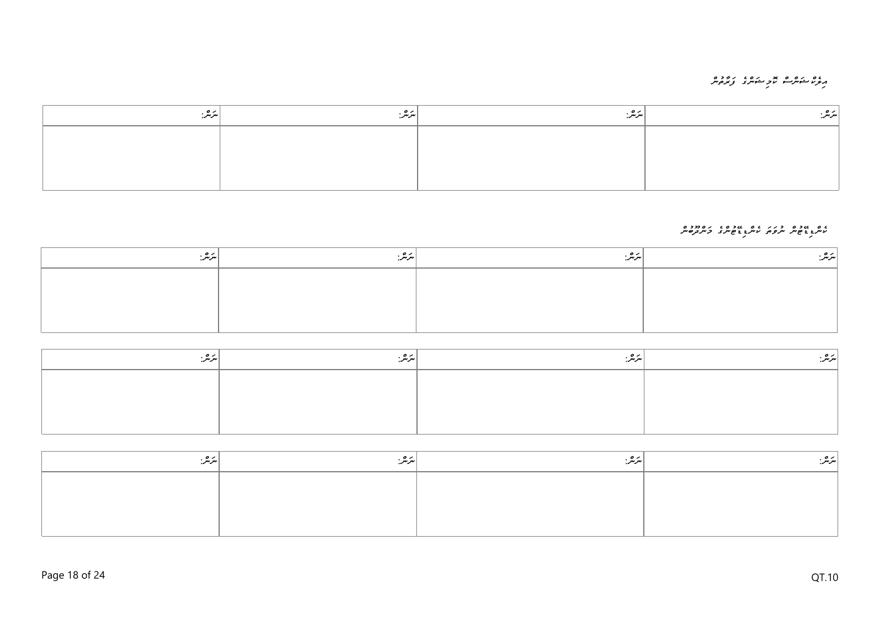# ދިވެހިބަސް ކޮމިޝަންގެ ފޯމު

| ނަންބަރު: | ނަންބަރު: | ނަންބަރު: | ނަންބަރު: |
|---|---|---|---|
| | | | |

## ކަންތައްތަކުގެ ހުށަހެޅުމަށް ބޭނުންވާ މަޢުލޫމާތު

| ނަންބަރު: | ނަންބަރު: | ނަންބަރު: | ނަންބަރު: |
|---|---|---|---|
| | | | |

| ނަންބަރު: | ނަންބަރު: | ނަންބަރު: | ނަންބަރު: |
|---|---|---|---|
| | | | |

| ނަންބަރު: | ނަންބަރު: | ނަންބަރު: | ނަންބަރު: |
|---|---|---|---|
| | | | |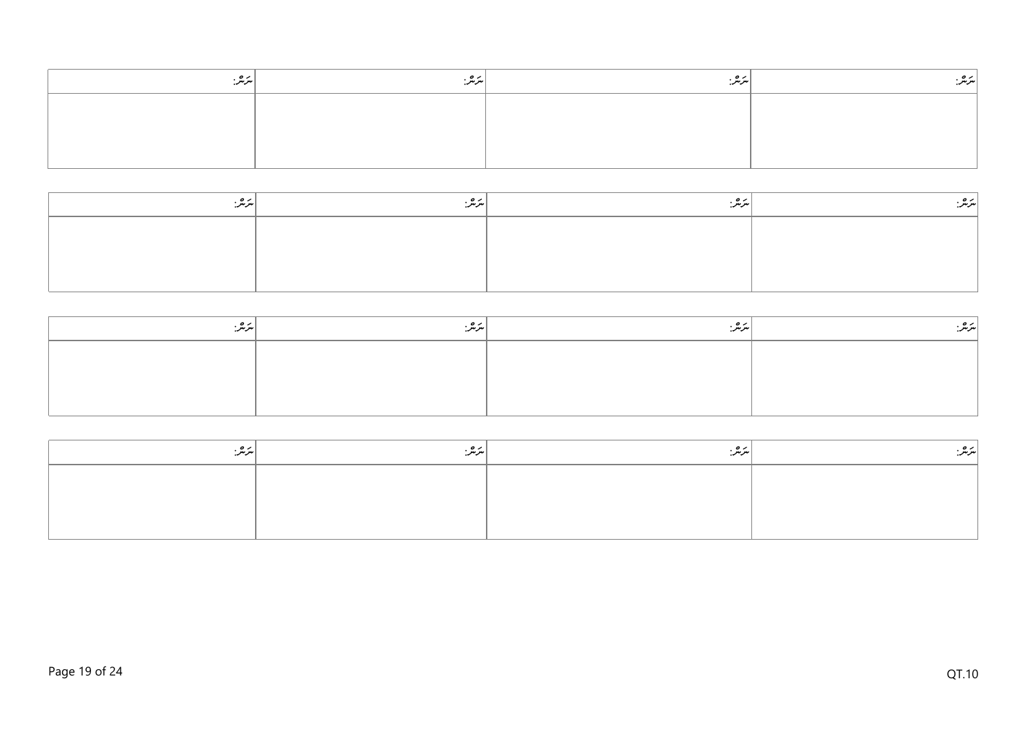| ނަރަދ: | ނަރަދ: | ނަރަދ: | ނަރަދ: |
| --- | --- | --- | --- |
| | | | |

| ނަރަދ: | ނަރަދ: | ނަރަދ: | ނަރަދ: |
| --- | --- | --- | --- |
| | | | |

| ނަރަދ: | ނަރަދ: | ނަރަދ: | ނަރަދ: |
| --- | --- | --- | --- |
| | | | |

| ނަރަދ: | ނަރަދ: | ނަރަދ: | ނަރަދ: |
| --- | --- | --- | --- |
| | | | |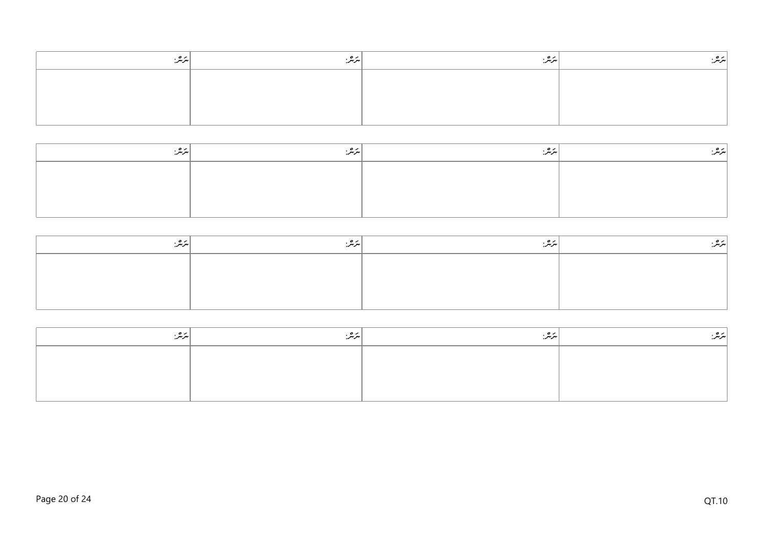| ނަރުދާ: | ނަރުދާ: | ނަރުދާ: | ނަރުދާ: |
| --- | --- | --- | --- |
| | | | |

| ނަރުދާ: | ނަރުދާ: | ނަރުދާ: | ނަރުދާ: |
| --- | --- | --- | --- |
| | | | |

| ނަރުދާ: | ނަރުދާ: | ނަރުދާ: | ނަރުދާ: |
| --- | --- | --- | --- |
| | | | |

| ނަރުދާ: | ނަރުދާ: | ނަރުދާ: | ނަރުދާ: |
| --- | --- | --- | --- |
| | | | |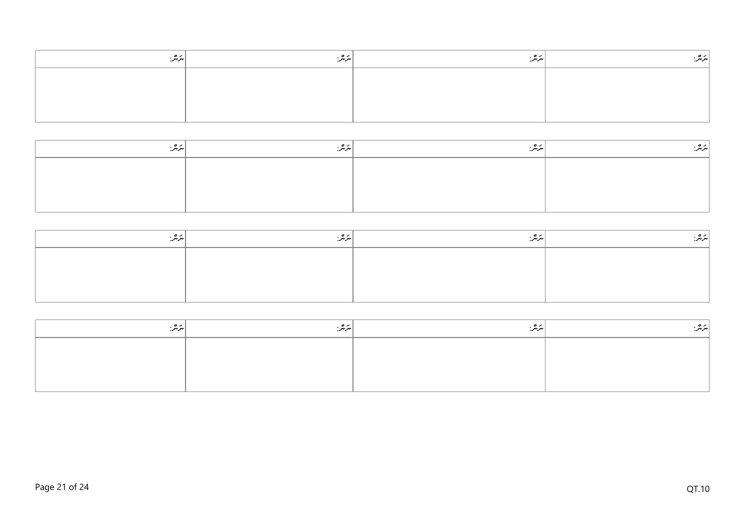| ނަަމް: | ނަަމް: | ނަަމް: | ނަަމް: |
| --- | --- | --- | --- |
| | | | |

| ނަަމް: | ނަަމް: | ނަަމް: | ނަަމް: |
| --- | --- | --- | --- |
| | | | |

| ނަަމް: | ނަަމް: | ނަަމް: | ނަަމް: |
| --- | --- | --- | --- |
| | | | |

| ނަަމް: | ނަަމް: | ނަަމް: | ނަަމް: |
| --- | --- | --- | --- |
| | | | |

QT.10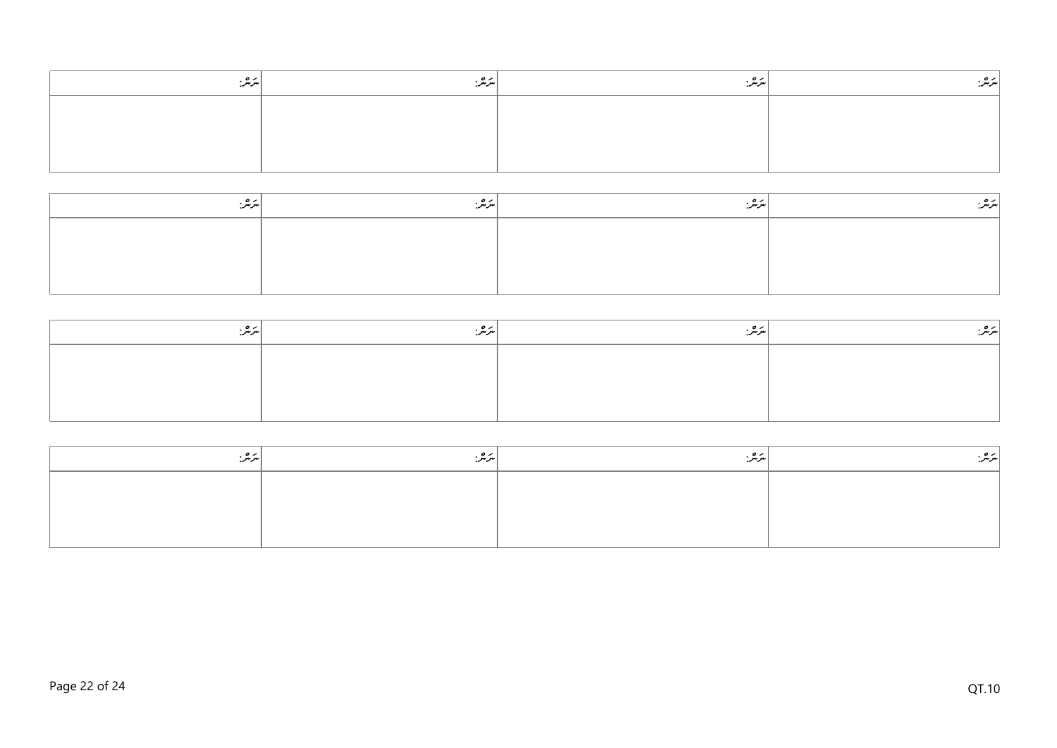| ނަރުދ: | ނަރުދ: | ނަރުދ: | ނަރުދ: |
| --- | --- | --- | --- |
| | | | |

| ނަރުދ: | ނަރުދ: | ނަރުދ: | ނަރުދ: |
| --- | --- | --- | --- |
| | | | |

| ނަރުދ: | ނަރުދ: | ނަރުދ: | ނަރުދ: |
| --- | --- | --- | --- |
| | | | |

| ނަރުދ: | ނަރުދ: | ނަރުދ: | ނަރުދ: |
| --- | --- | --- | --- |
| | | | |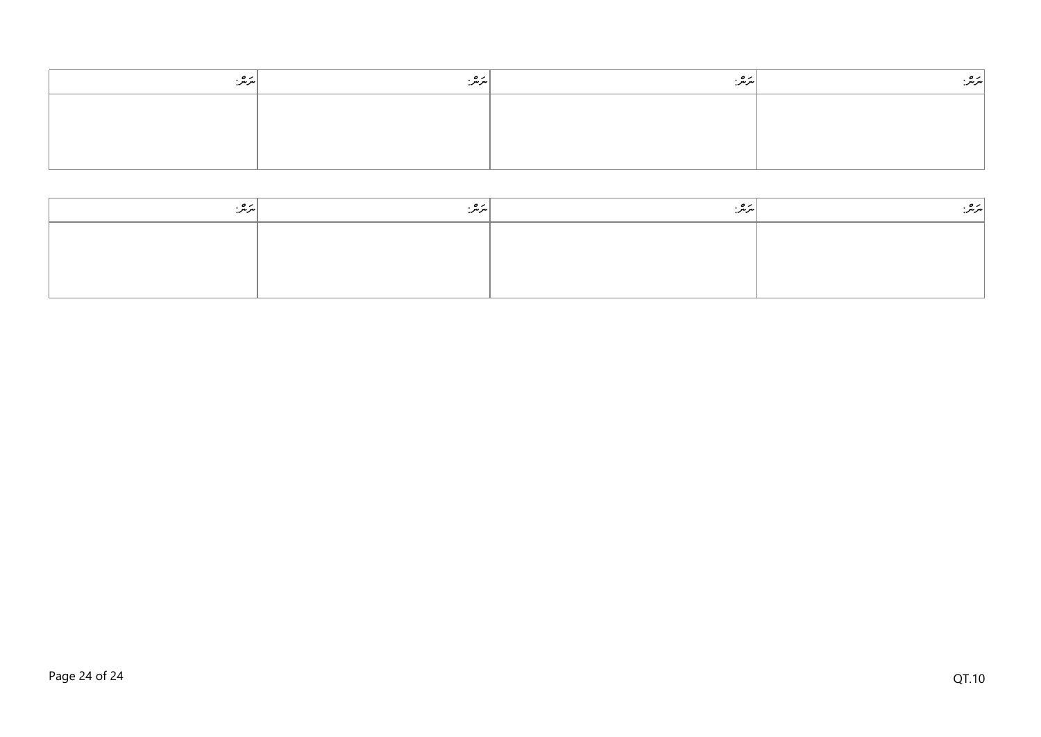| ނަންބަރު: | ނަންބަރު: | ނަންބަރު: | ނަންބަރު: |
| --- | --- | --- | --- |
| | | | |

| ނަންބަރު: | ނަންބަރު: | ނަންބަރު: | ނަންބަރު: |
| --- | --- | --- | --- |
| | | | |